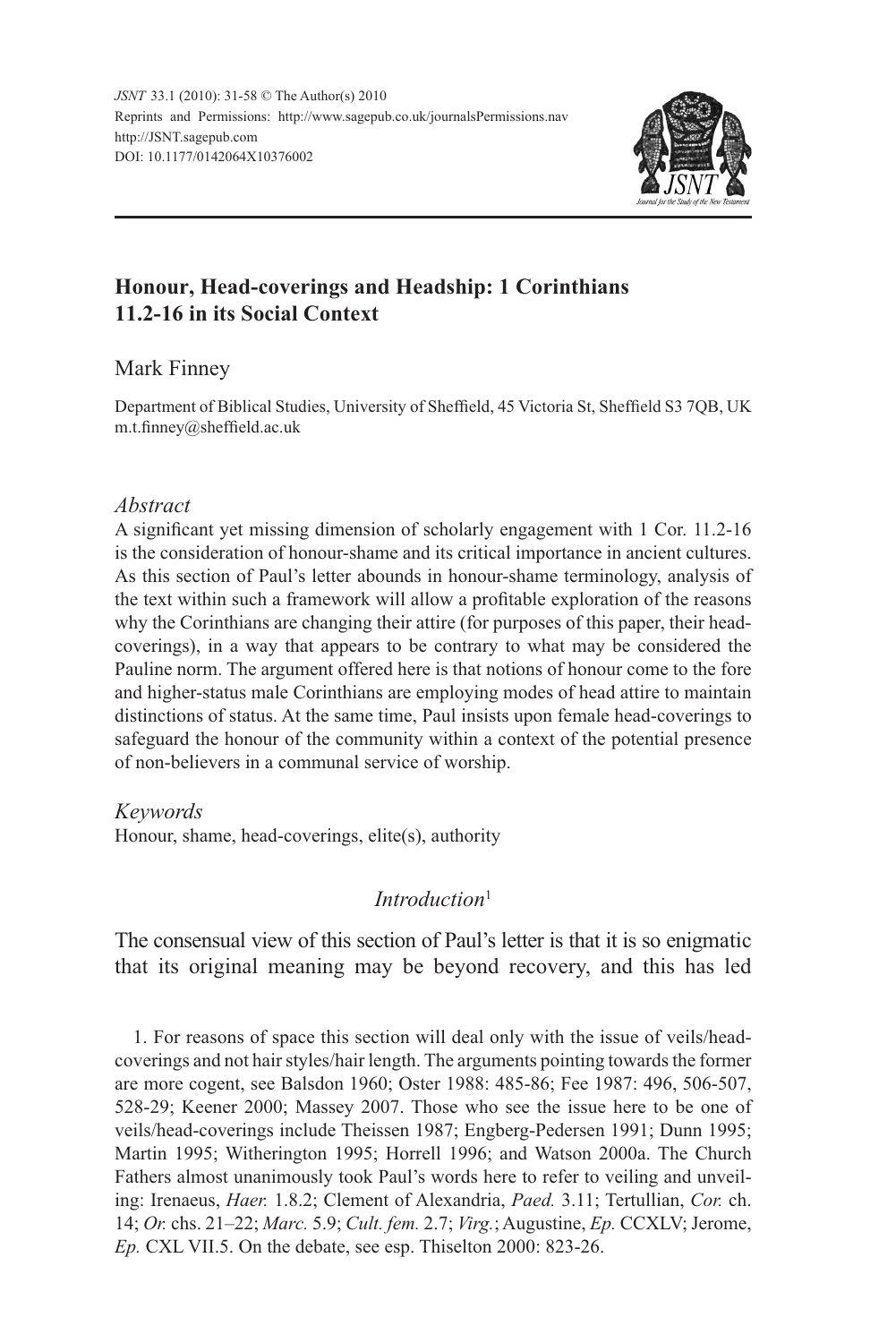JSNT 33.1 (2010): 31-58 © The Author(s) 2010
Reprints and Permissions: http://www.sagepub.co.uk/journalsPermissions.nav
http://JSNT.sagepub.com
DOI: 10.1177/0142064X10376002

# Honour, Head-coverings and Headship: 1 Corinthians 11.2-16 in its Social Context

Mark Finney

Department of Biblical Studies, University of Sheffield, 45 Victoria St, Sheffield S3 7QB, UK
m.t.finney@sheffield.ac.uk

## *Abstract*

A significant yet missing dimension of scholarly engagement with 1 Cor. 11.2-16 is the consideration of honour-shame and its critical importance in ancient cultures. As this section of Paul's letter abounds in honour-shame terminology, analysis of the text within such a framework will allow a profitable exploration of the reasons why the Corinthians are changing their attire (for purposes of this paper, their head-coverings), in a way that appears to be contrary to what may be considered the Pauline norm. The argument offered here is that notions of honour come to the fore and higher-status male Corinthians are employing modes of head attire to maintain distinctions of status. At the same time, Paul insists upon female head-coverings to safeguard the honour of the community within a context of the potential presence of non-believers in a communal service of worship.

## *Keywords*

Honour, shame, head-coverings, elite(s), authority

## *Introduction*[1]

The consensual view of this section of Paul's letter is that it is so enigmatic that its original meaning may be beyond recovery, and this has led

1. For reasons of space this section will deal only with the issue of veils/head-coverings and not hair styles/hair length. The arguments pointing towards the former are more cogent, see Balsdon 1960; Oster 1988: 485-86; Fee 1987: 496, 506-507, 528-29; Keener 2000; Massey 2007. Those who see the issue here to be one of veils/head-coverings include Theissen 1987; Engberg-Pedersen 1991; Dunn 1995; Martin 1995; Witherington 1995; Horrell 1996; and Watson 2000a. The Church Fathers almost unanimously took Paul's words here to refer to veiling and unveiling: Irenaeus, *Haer.* 1.8.2; Clement of Alexandria, *Paed.* 3.11; Tertullian, *Cor.* ch. 14; *Or.* chs. 21–22; *Marc.* 5.9; *Cult. fem.* 2.7; *Virg.*; Augustine, *Ep.* CCXLV; Jerome, *Ep.* CXL VII.5. On the debate, see esp. Thiselton 2000: 823-26.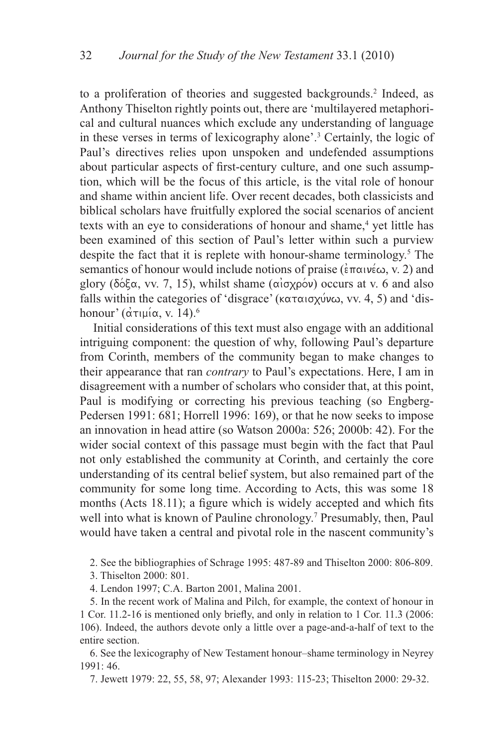to a proliferation of theories and suggested backgrounds.[2] Indeed, as Anthony Thiselton rightly points out, there are 'multilayered metaphorical and cultural nuances which exclude any understanding of language in these verses in terms of lexicography alone'.[3] Certainly, the logic of Paul's directives relies upon unspoken and undefended assumptions about particular aspects of first-century culture, and one such assumption, which will be the focus of this article, is the vital role of honour and shame within ancient life. Over recent decades, both classicists and biblical scholars have fruitfully explored the social scenarios of ancient texts with an eye to considerations of honour and shame,[4] yet little has been examined of this section of Paul's letter within such a purview despite the fact that it is replete with honour-shame terminology.[5] The semantics of honour would include notions of praise (ἐπαινέω, v. 2) and glory (δόξα, vv. 7, 15), whilst shame (αἰσχρόν) occurs at v. 6 and also falls within the categories of 'disgrace' (καταισχύνω, vv. 4, 5) and 'dishonour' (ἀτιμία, v. 14).[6]

Initial considerations of this text must also engage with an additional intriguing component: the question of why, following Paul's departure from Corinth, members of the community began to make changes to their appearance that ran *contrary* to Paul's expectations. Here, I am in disagreement with a number of scholars who consider that, at this point, Paul is modifying or correcting his previous teaching (so Engberg-Pedersen 1991: 681; Horrell 1996: 169), or that he now seeks to impose an innovation in head attire (so Watson 2000a: 526; 2000b: 42). For the wider social context of this passage must begin with the fact that Paul not only established the community at Corinth, and certainly the core understanding of its central belief system, but also remained part of the community for some long time. According to Acts, this was some 18 months (Acts 18.11); a figure which is widely accepted and which fits well into what is known of Pauline chronology.[7] Presumably, then, Paul would have taken a central and pivotal role in the nascent community's

2. See the bibliographies of Schrage 1995: 487-89 and Thiselton 2000: 806-809.

3. Thiselton 2000: 801.

4. Lendon 1997; C.A. Barton 2001, Malina 2001.

5. In the recent work of Malina and Pilch, for example, the context of honour in 1 Cor. 11.2-16 is mentioned only briefly, and only in relation to 1 Cor. 11.3 (2006: 106). Indeed, the authors devote only a little over a page-and-a-half of text to the entire section.

6. See the lexicography of New Testament honour–shame terminology in Neyrey 1991: 46.

7. Jewett 1979: 22, 55, 58, 97; Alexander 1993: 115-23; Thiselton 2000: 29-32.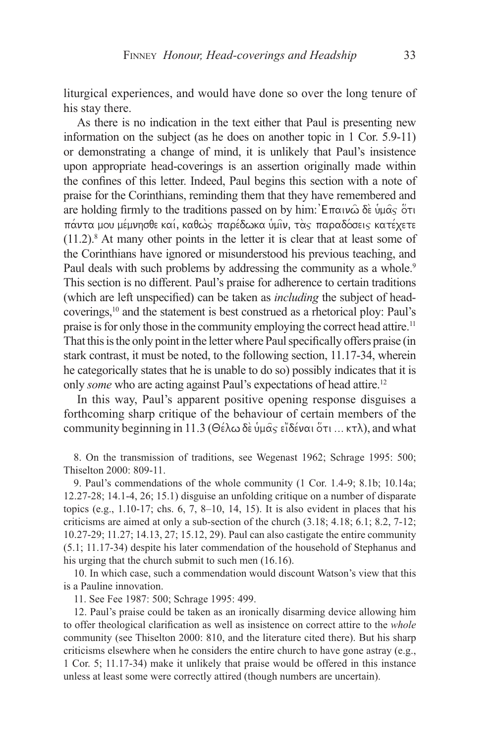liturgical experiences, and would have done so over the long tenure of his stay there.

As there is no indication in the text either that Paul is presenting new information on the subject (as he does on another topic in 1 Cor. 5.9-11) or demonstrating a change of mind, it is unlikely that Paul's insistence upon appropriate head-coverings is an assertion originally made within the confines of this letter. Indeed, Paul begins this section with a note of praise for the Corinthians, reminding them that they have remembered and are holding firmly to the traditions passed on by him: Ἐπαινῶ δὲ ὑμᾶς ὅτι πάντα μου μέμνησθε καί, καθὼς παρέδωκα ὑμῖν, τὰς παραδόσεις κατέχετε (11.2).[8] At many other points in the letter it is clear that at least some of the Corinthians have ignored or misunderstood his previous teaching, and Paul deals with such problems by addressing the community as a whole.[9] This section is no different. Paul's praise for adherence to certain traditions (which are left unspecified) can be taken as *including* the subject of head-coverings,[10] and the statement is best construed as a rhetorical ploy: Paul's praise is for only those in the community employing the correct head attire.[11] That this is the only point in the letter where Paul specifically offers praise (in stark contrast, it must be noted, to the following section, 11.17-34, wherein he categorically states that he is unable to do so) possibly indicates that it is only *some* who are acting against Paul's expectations of head attire.[12]

In this way, Paul's apparent positive opening response disguises a forthcoming sharp critique of the behaviour of certain members of the community beginning in 11.3 (Θέλω δὲ ὑμᾶς εἰδέναι ὅτι ... κτλ), and what

8. On the transmission of traditions, see Wegenast 1962; Schrage 1995: 500; Thiselton 2000: 809-11.

9. Paul's commendations of the whole community (1 Cor. 1.4-9; 8.1b; 10.14a; 12.27-28; 14.1-4, 26; 15.1) disguise an unfolding critique on a number of disparate topics (e.g., 1.10-17; chs. 6, 7, 8–10, 14, 15). It is also evident in places that his criticisms are aimed at only a sub-section of the church (3.18; 4.18; 6.1; 8.2, 7-12; 10.27-29; 11.27; 14.13, 27; 15.12, 29). Paul can also castigate the entire community (5.1; 11.17-34) despite his later commendation of the household of Stephanus and his urging that the church submit to such men (16.16).

10. In which case, such a commendation would discount Watson's view that this is a Pauline innovation.

11. See Fee 1987: 500; Schrage 1995: 499.

12. Paul's praise could be taken as an ironically disarming device allowing him to offer theological clarification as well as insistence on correct attire to the *whole* community (see Thiselton 2000: 810, and the literature cited there). But his sharp criticisms elsewhere when he considers the entire church to have gone astray (e.g., 1 Cor. 5; 11.17-34) make it unlikely that praise would be offered in this instance unless at least some were correctly attired (though numbers are uncertain).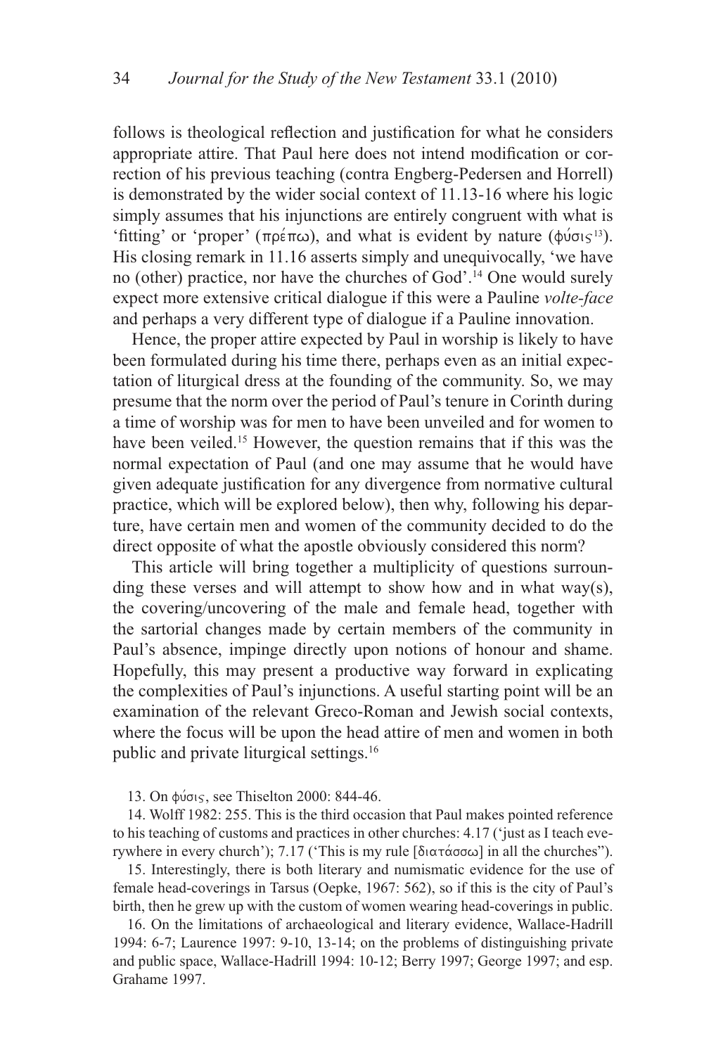follows is theological reflection and justification for what he considers appropriate attire. That Paul here does not intend modification or correction of his previous teaching (contra Engberg-Pedersen and Horrell) is demonstrated by the wider social context of 11.13-16 where his logic simply assumes that his injunctions are entirely congruent with what is 'fitting' or 'proper' (πρέπω), and what is evident by nature (φύσις[13]). His closing remark in 11.16 asserts simply and unequivocally, 'we have no (other) practice, nor have the churches of God'.[14] One would surely expect more extensive critical dialogue if this were a Pauline *volte-face* and perhaps a very different type of dialogue if a Pauline innovation.

Hence, the proper attire expected by Paul in worship is likely to have been formulated during his time there, perhaps even as an initial expectation of liturgical dress at the founding of the community. So, we may presume that the norm over the period of Paul's tenure in Corinth during a time of worship was for men to have been unveiled and for women to have been veiled.[15] However, the question remains that if this was the normal expectation of Paul (and one may assume that he would have given adequate justification for any divergence from normative cultural practice, which will be explored below), then why, following his departure, have certain men and women of the community decided to do the direct opposite of what the apostle obviously considered this norm?

This article will bring together a multiplicity of questions surrounding these verses and will attempt to show how and in what way(s), the covering/uncovering of the male and female head, together with the sartorial changes made by certain members of the community in Paul's absence, impinge directly upon notions of honour and shame. Hopefully, this may present a productive way forward in explicating the complexities of Paul's injunctions. A useful starting point will be an examination of the relevant Greco-Roman and Jewish social contexts, where the focus will be upon the head attire of men and women in both public and private liturgical settings.[16]

13. On φύσις, see Thiselton 2000: 844-46.

14. Wolff 1982: 255. This is the third occasion that Paul makes pointed reference to his teaching of customs and practices in other churches: 4.17 ('just as I teach everywhere in every church'); 7.17 ('This is my rule [διατάσσω] in all the churches").

15. Interestingly, there is both literary and numismatic evidence for the use of female head-coverings in Tarsus (Oepke, 1967: 562), so if this is the city of Paul's birth, then he grew up with the custom of women wearing head-coverings in public.

16. On the limitations of archaeological and literary evidence, Wallace-Hadrill 1994: 6-7; Laurence 1997: 9-10, 13-14; on the problems of distinguishing private and public space, Wallace-Hadrill 1994: 10-12; Berry 1997; George 1997; and esp. Grahame 1997.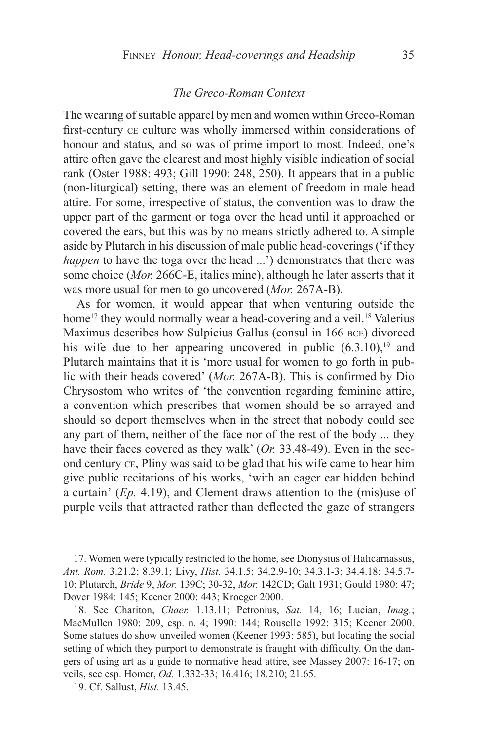### *The Greco-Roman Context*

The wearing of suitable apparel by men and women within Greco-Roman first-century CE culture was wholly immersed within considerations of honour and status, and so was of prime import to most. Indeed, one's attire often gave the clearest and most highly visible indication of social rank (Oster 1988: 493; Gill 1990: 248, 250). It appears that in a public (non-liturgical) setting, there was an element of freedom in male head attire. For some, irrespective of status, the convention was to draw the upper part of the garment or toga over the head until it approached or covered the ears, but this was by no means strictly adhered to. A simple aside by Plutarch in his discussion of male public head-coverings ('if they *happen* to have the toga over the head ...') demonstrates that there was some choice (*Mor.* 266C-E, italics mine), although he later asserts that it was more usual for men to go uncovered (*Mor.* 267A-B).

As for women, it would appear that when venturing outside the home[17] they would normally wear a head-covering and a veil.[18] Valerius Maximus describes how Sulpicius Gallus (consul in 166 BCE) divorced his wife due to her appearing uncovered in public (6.3.10),[19] and Plutarch maintains that it is 'more usual for women to go forth in public with their heads covered' (*Mor.* 267A-B). This is confirmed by Dio Chrysostom who writes of 'the convention regarding feminine attire, a convention which prescribes that women should be so arrayed and should so deport themselves when in the street that nobody could see any part of them, neither of the face nor of the rest of the body ... they have their faces covered as they walk' (*Or.* 33.48-49). Even in the second century CE, Pliny was said to be glad that his wife came to hear him give public recitations of his works, 'with an eager ear hidden behind a curtain' (*Ep.* 4.19), and Clement draws attention to the (mis)use of purple veils that attracted rather than deflected the gaze of strangers

17. Women were typically restricted to the home, see Dionysius of Halicarnassus, *Ant. Rom.* 3.21.2; 8.39.1; Livy, *Hist.* 34.1.5; 34.2.9-10; 34.3.1-3; 34.4.18; 34.5.7-10; Plutarch, *Bride* 9, *Mor.* 139C; 30-32, *Mor.* 142CD; Galt 1931; Gould 1980: 47; Dover 1984: 145; Keener 2000: 443; Kroeger 2000.

18. See Chariton, *Chaer.* 1.13.11; Petronius, *Sat.* 14, 16; Lucian, *Imag.*; MacMullen 1980: 209, esp. n. 4; 1990: 144; Rouselle 1992: 315; Keener 2000. Some statues do show unveiled women (Keener 1993: 585), but locating the social setting of which they purport to demonstrate is fraught with difficulty. On the dangers of using art as a guide to normative head attire, see Massey 2007: 16-17; on veils, see esp. Homer, *Od.* 1.332-33; 16.416; 18.210; 21.65.

19. Cf. Sallust, *Hist.* 13.45.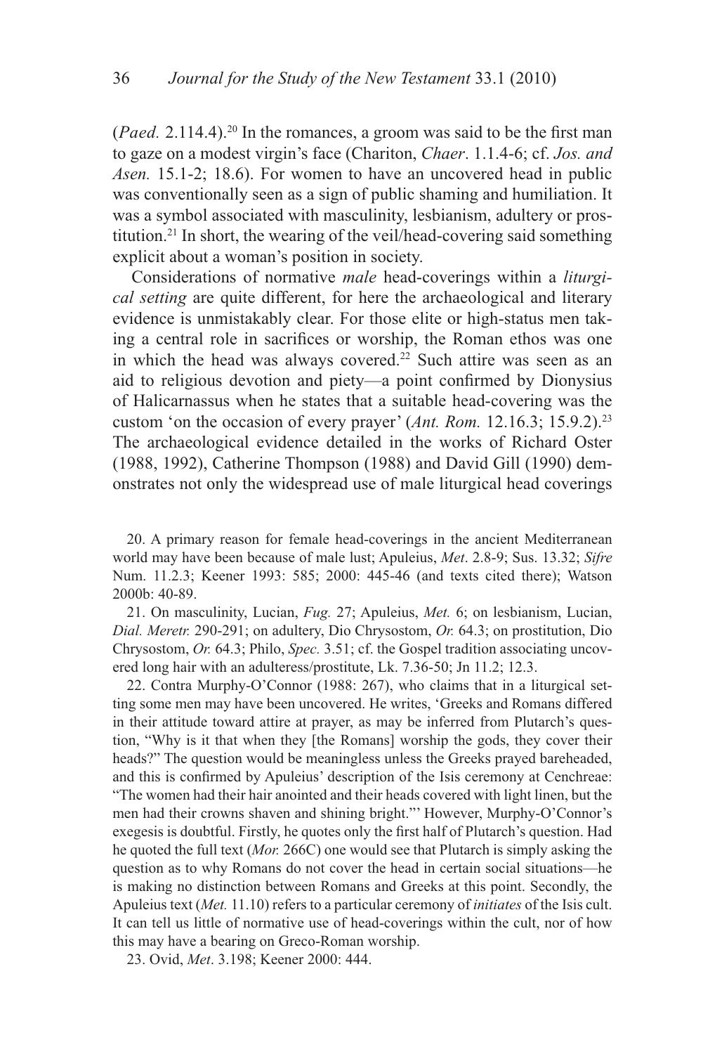(*Paed.* 2.114.4).[20] In the romances, a groom was said to be the first man to gaze on a modest virgin's face (Chariton, *Chaer*. 1.1.4-6; cf. *Jos. and Asen.* 15.1-2; 18.6). For women to have an uncovered head in public was conventionally seen as a sign of public shaming and humiliation. It was a symbol associated with masculinity, lesbianism, adultery or prostitution.[21] In short, the wearing of the veil/head-covering said something explicit about a woman's position in society.

Considerations of normative *male* head-coverings within a *liturgical setting* are quite different, for here the archaeological and literary evidence is unmistakably clear. For those elite or high-status men taking a central role in sacrifices or worship, the Roman ethos was one in which the head was always covered.[22] Such attire was seen as an aid to religious devotion and piety—a point confirmed by Dionysius of Halicarnassus when he states that a suitable head-covering was the custom 'on the occasion of every prayer' (*Ant. Rom.* 12.16.3; 15.9.2).[23] The archaeological evidence detailed in the works of Richard Oster (1988, 1992), Catherine Thompson (1988) and David Gill (1990) demonstrates not only the widespread use of male liturgical head coverings

20. A primary reason for female head-coverings in the ancient Mediterranean world may have been because of male lust; Apuleius, *Met*. 2.8-9; Sus. 13.32; *Sifre* Num. 11.2.3; Keener 1993: 585; 2000: 445-46 (and texts cited there); Watson 2000b: 40-89.

21. On masculinity, Lucian, *Fug.* 27; Apuleius, *Met.* 6; on lesbianism, Lucian, *Dial. Meretr.* 290-291; on adultery, Dio Chrysostom, *Or.* 64.3; on prostitution, Dio Chrysostom, *Or.* 64.3; Philo, *Spec.* 3.51; cf. the Gospel tradition associating uncovered long hair with an adulteress/prostitute, Lk. 7.36-50; Jn 11.2; 12.3.

22. Contra Murphy-O'Connor (1988: 267), who claims that in a liturgical setting some men may have been uncovered. He writes, 'Greeks and Romans differed in their attitude toward attire at prayer, as may be inferred from Plutarch's question, "Why is it that when they [the Romans] worship the gods, they cover their heads?" The question would be meaningless unless the Greeks prayed bareheaded, and this is confirmed by Apuleius' description of the Isis ceremony at Cenchreae: "The women had their hair anointed and their heads covered with light linen, but the men had their crowns shaven and shining bright."' However, Murphy-O'Connor's exegesis is doubtful. Firstly, he quotes only the first half of Plutarch's question. Had he quoted the full text (*Mor.* 266C) one would see that Plutarch is simply asking the question as to why Romans do not cover the head in certain social situations—he is making no distinction between Romans and Greeks at this point. Secondly, the Apuleius text (*Met.* 11.10) refers to a particular ceremony of *initiates* of the Isis cult. It can tell us little of normative use of head-coverings within the cult, nor of how this may have a bearing on Greco-Roman worship.

23. Ovid, *Met*. 3.198; Keener 2000: 444.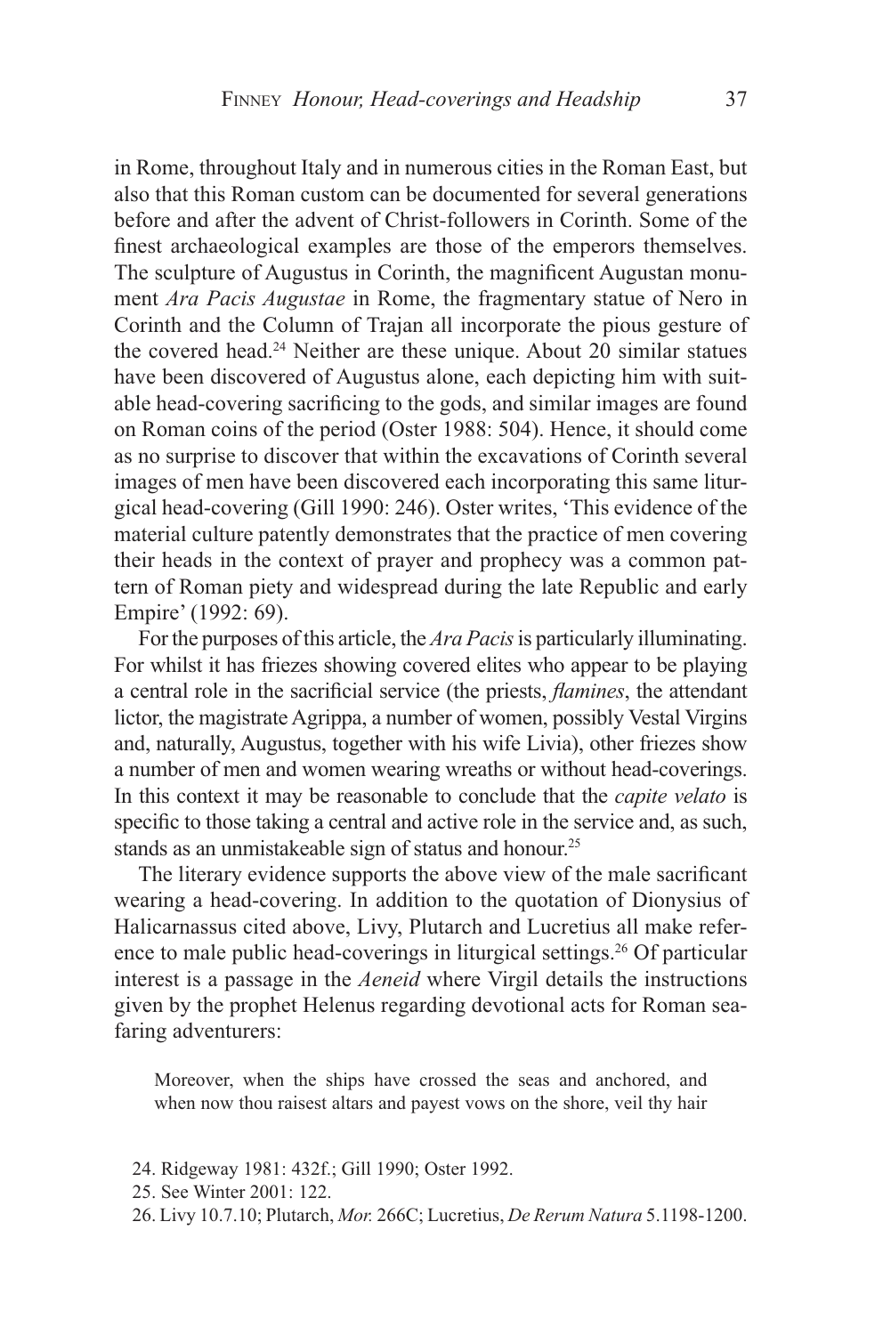in Rome, throughout Italy and in numerous cities in the Roman East, but also that this Roman custom can be documented for several generations before and after the advent of Christ-followers in Corinth. Some of the finest archaeological examples are those of the emperors themselves. The sculpture of Augustus in Corinth, the magnificent Augustan monument *Ara Pacis Augustae* in Rome, the fragmentary statue of Nero in Corinth and the Column of Trajan all incorporate the pious gesture of the covered head.[24] Neither are these unique. About 20 similar statues have been discovered of Augustus alone, each depicting him with suitable head-covering sacrificing to the gods, and similar images are found on Roman coins of the period (Oster 1988: 504). Hence, it should come as no surprise to discover that within the excavations of Corinth several images of men have been discovered each incorporating this same liturgical head-covering (Gill 1990: 246). Oster writes, 'This evidence of the material culture patently demonstrates that the practice of men covering their heads in the context of prayer and prophecy was a common pattern of Roman piety and widespread during the late Republic and early Empire' (1992: 69).

For the purposes of this article, the *Ara Pacis* is particularly illuminating. For whilst it has friezes showing covered elites who appear to be playing a central role in the sacrificial service (the priests, *flamines*, the attendant lictor, the magistrate Agrippa, a number of women, possibly Vestal Virgins and, naturally, Augustus, together with his wife Livia), other friezes show a number of men and women wearing wreaths or without head-coverings. In this context it may be reasonable to conclude that the *capite velato* is specific to those taking a central and active role in the service and, as such, stands as an unmistakeable sign of status and honour.[25]

The literary evidence supports the above view of the male sacrificant wearing a head-covering. In addition to the quotation of Dionysius of Halicarnassus cited above, Livy, Plutarch and Lucretius all make reference to male public head-coverings in liturgical settings.[26] Of particular interest is a passage in the *Aeneid* where Virgil details the instructions given by the prophet Helenus regarding devotional acts for Roman seafaring adventurers:

> Moreover, when the ships have crossed the seas and anchored, and when now thou raisest altars and payest vows on the shore, veil thy hair

24. Ridgeway 1981: 432f.; Gill 1990; Oster 1992.

25. See Winter 2001: 122.

26. Livy 10.7.10; Plutarch, *Mor.* 266C; Lucretius, *De Rerum Natura* 5.1198-1200.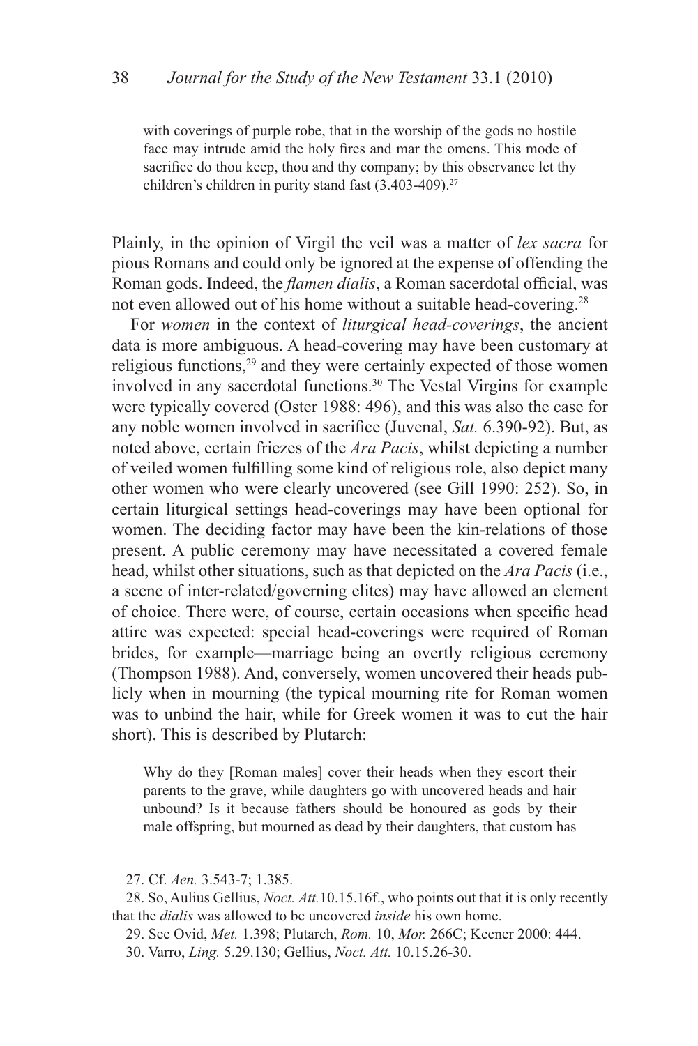> with coverings of purple robe, that in the worship of the gods no hostile face may intrude amid the holy fires and mar the omens. This mode of sacrifice do thou keep, thou and thy company; by this observance let thy children's children in purity stand fast (3.403-409).[27]

Plainly, in the opinion of Virgil the veil was a matter of *lex sacra* for pious Romans and could only be ignored at the expense of offending the Roman gods. Indeed, the *flamen dialis*, a Roman sacerdotal official, was not even allowed out of his home without a suitable head-covering.[28]

For *women* in the context of *liturgical head-coverings*, the ancient data is more ambiguous. A head-covering may have been customary at religious functions,[29] and they were certainly expected of those women involved in any sacerdotal functions.[30] The Vestal Virgins for example were typically covered (Oster 1988: 496), and this was also the case for any noble women involved in sacrifice (Juvenal, *Sat.* 6.390-92). But, as noted above, certain friezes of the *Ara Pacis*, whilst depicting a number of veiled women fulfilling some kind of religious role, also depict many other women who were clearly uncovered (see Gill 1990: 252). So, in certain liturgical settings head-coverings may have been optional for women. The deciding factor may have been the kin-relations of those present. A public ceremony may have necessitated a covered female head, whilst other situations, such as that depicted on the *Ara Pacis* (i.e., a scene of inter-related/governing elites) may have allowed an element of choice. There were, of course, certain occasions when specific head attire was expected: special head-coverings were required of Roman brides, for example—marriage being an overtly religious ceremony (Thompson 1988). And, conversely, women uncovered their heads publicly when in mourning (the typical mourning rite for Roman women was to unbind the hair, while for Greek women it was to cut the hair short). This is described by Plutarch:

> Why do they [Roman males] cover their heads when they escort their parents to the grave, while daughters go with uncovered heads and hair unbound? Is it because fathers should be honoured as gods by their male offspring, but mourned as dead by their daughters, that custom has

27. Cf. *Aen.* 3.543-7; 1.385.

28. So, Aulius Gellius, *Noct. Att.*10.15.16f., who points out that it is only recently that the *dialis* was allowed to be uncovered *inside* his own home.

29. See Ovid, *Met.* 1.398; Plutarch, *Rom.* 10, *Mor.* 266C; Keener 2000: 444.

30. Varro, *Ling.* 5.29.130; Gellius, *Noct. Att.* 10.15.26-30.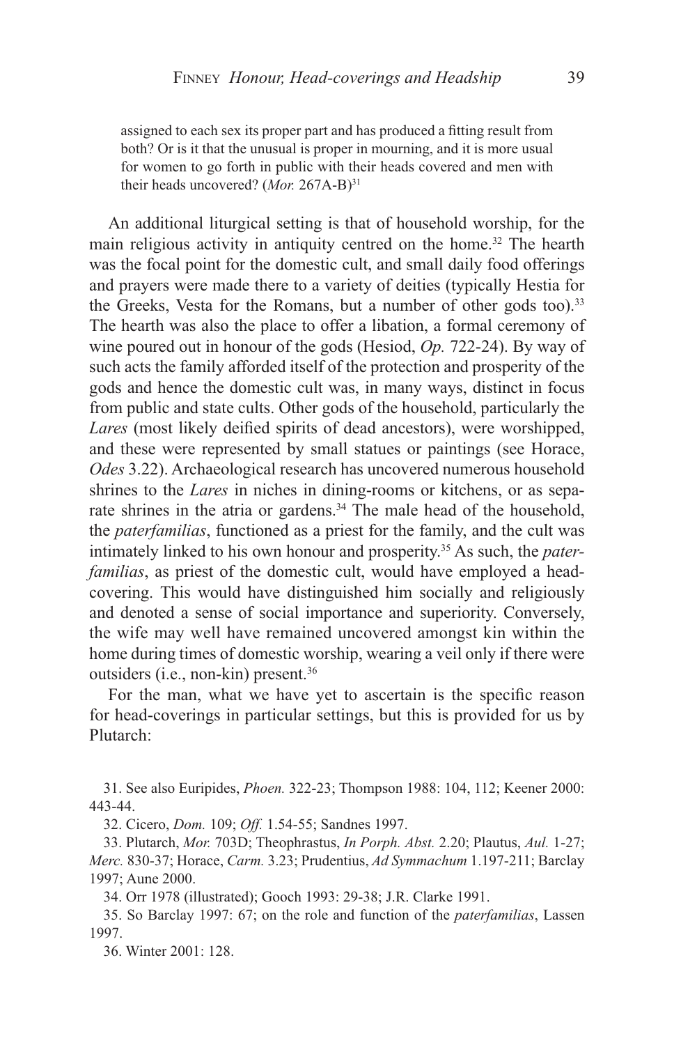> assigned to each sex its proper part and has produced a fitting result from both? Or is it that the unusual is proper in mourning, and it is more usual for women to go forth in public with their heads covered and men with their heads uncovered? (*Mor.* 267A-B)[31]

An additional liturgical setting is that of household worship, for the main religious activity in antiquity centred on the home.[32] The hearth was the focal point for the domestic cult, and small daily food offerings and prayers were made there to a variety of deities (typically Hestia for the Greeks, Vesta for the Romans, but a number of other gods too).[33] The hearth was also the place to offer a libation, a formal ceremony of wine poured out in honour of the gods (Hesiod, *Op.* 722-24). By way of such acts the family afforded itself of the protection and prosperity of the gods and hence the domestic cult was, in many ways, distinct in focus from public and state cults. Other gods of the household, particularly the *Lares* (most likely deified spirits of dead ancestors), were worshipped, and these were represented by small statues or paintings (see Horace, *Odes* 3.22). Archaeological research has uncovered numerous household shrines to the *Lares* in niches in dining-rooms or kitchens, or as separate shrines in the atria or gardens.[34] The male head of the household, the *paterfamilias*, functioned as a priest for the family, and the cult was intimately linked to his own honour and prosperity.[35] As such, the *paterfamilias*, as priest of the domestic cult, would have employed a head-covering. This would have distinguished him socially and religiously and denoted a sense of social importance and superiority. Conversely, the wife may well have remained uncovered amongst kin within the home during times of domestic worship, wearing a veil only if there were outsiders (i.e., non-kin) present.[36]

For the man, what we have yet to ascertain is the specific reason for head-coverings in particular settings, but this is provided for us by Plutarch:

31. See also Euripides, *Phoen.* 322-23; Thompson 1988: 104, 112; Keener 2000: 443-44.

32. Cicero, *Dom.* 109; *Off.* 1.54-55; Sandnes 1997.

33. Plutarch, *Mor.* 703D; Theophrastus, *In Porph. Abst.* 2.20; Plautus, *Aul.* 1-27; *Merc.* 830-37; Horace, *Carm.* 3.23; Prudentius, *Ad Symmachum* 1.197-211; Barclay 1997; Aune 2000.

34. Orr 1978 (illustrated); Gooch 1993: 29-38; J.R. Clarke 1991.

35. So Barclay 1997: 67; on the role and function of the *paterfamilias*, Lassen 1997.

36. Winter 2001: 128.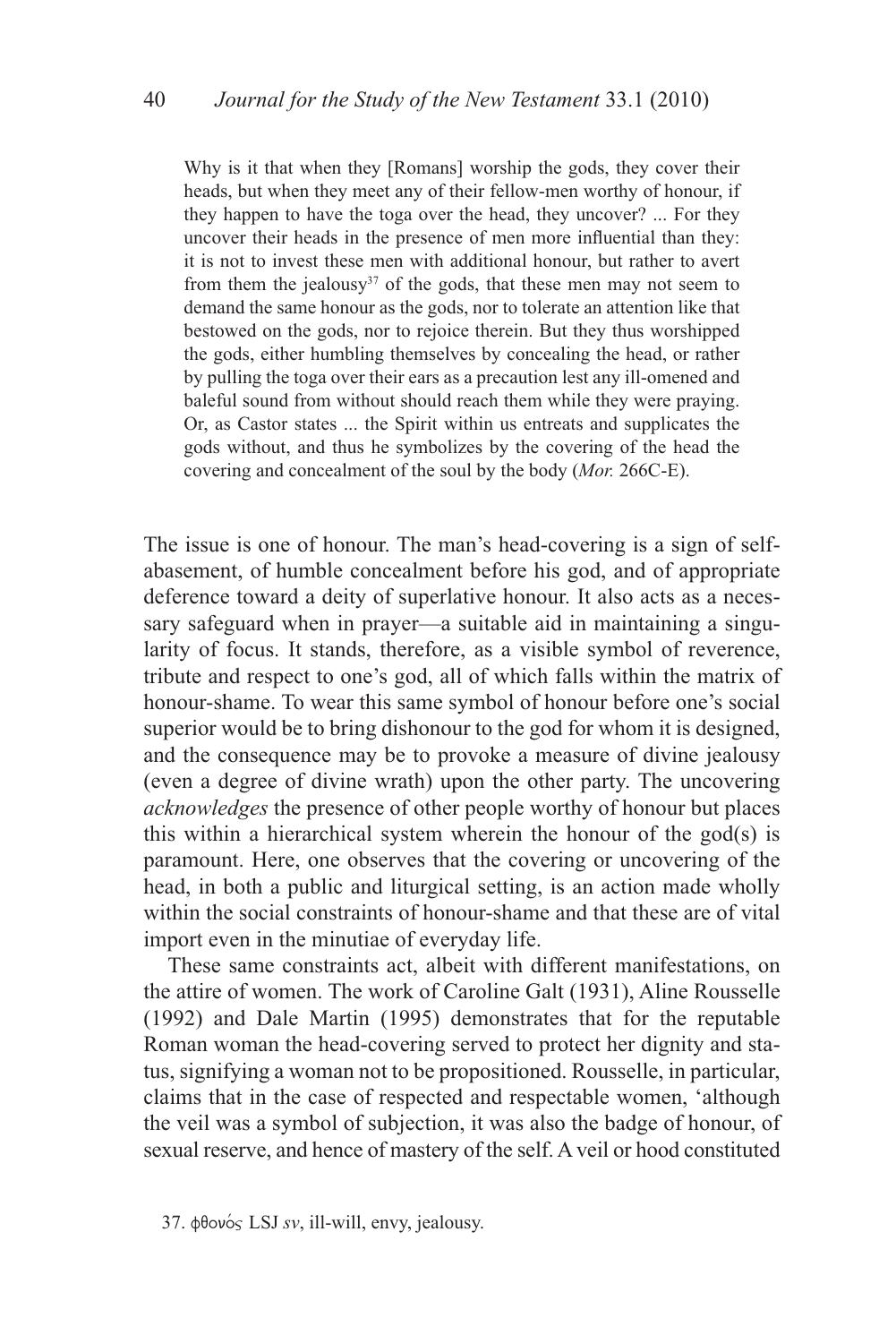> Why is it that when they [Romans] worship the gods, they cover their heads, but when they meet any of their fellow-men worthy of honour, if they happen to have the toga over the head, they uncover? ... For they uncover their heads in the presence of men more influential than they: it is not to invest these men with additional honour, but rather to avert from them the jealousy[37] of the gods, that these men may not seem to demand the same honour as the gods, nor to tolerate an attention like that bestowed on the gods, nor to rejoice therein. But they thus worshipped the gods, either humbling themselves by concealing the head, or rather by pulling the toga over their ears as a precaution lest any ill-omened and baleful sound from without should reach them while they were praying. Or, as Castor states ... the Spirit within us entreats and supplicates the gods without, and thus he symbolizes by the covering of the head the covering and concealment of the soul by the body (*Mor.* 266C-E).

The issue is one of honour. The man's head-covering is a sign of self-abasement, of humble concealment before his god, and of appropriate deference toward a deity of superlative honour. It also acts as a necessary safeguard when in prayer—a suitable aid in maintaining a singularity of focus. It stands, therefore, as a visible symbol of reverence, tribute and respect to one's god, all of which falls within the matrix of honour-shame. To wear this same symbol of honour before one's social superior would be to bring dishonour to the god for whom it is designed, and the consequence may be to provoke a measure of divine jealousy (even a degree of divine wrath) upon the other party. The uncovering *acknowledges* the presence of other people worthy of honour but places this within a hierarchical system wherein the honour of the god(s) is paramount. Here, one observes that the covering or uncovering of the head, in both a public and liturgical setting, is an action made wholly within the social constraints of honour-shame and that these are of vital import even in the minutiae of everyday life.

These same constraints act, albeit with different manifestations, on the attire of women. The work of Caroline Galt (1931), Aline Rousselle (1992) and Dale Martin (1995) demonstrates that for the reputable Roman woman the head-covering served to protect her dignity and status, signifying a woman not to be propositioned. Rousselle, in particular, claims that in the case of respected and respectable women, 'although the veil was a symbol of subjection, it was also the badge of honour, of sexual reserve, and hence of mastery of the self. A veil or hood constituted

37. φθονός LSJ *sv*, ill-will, envy, jealousy.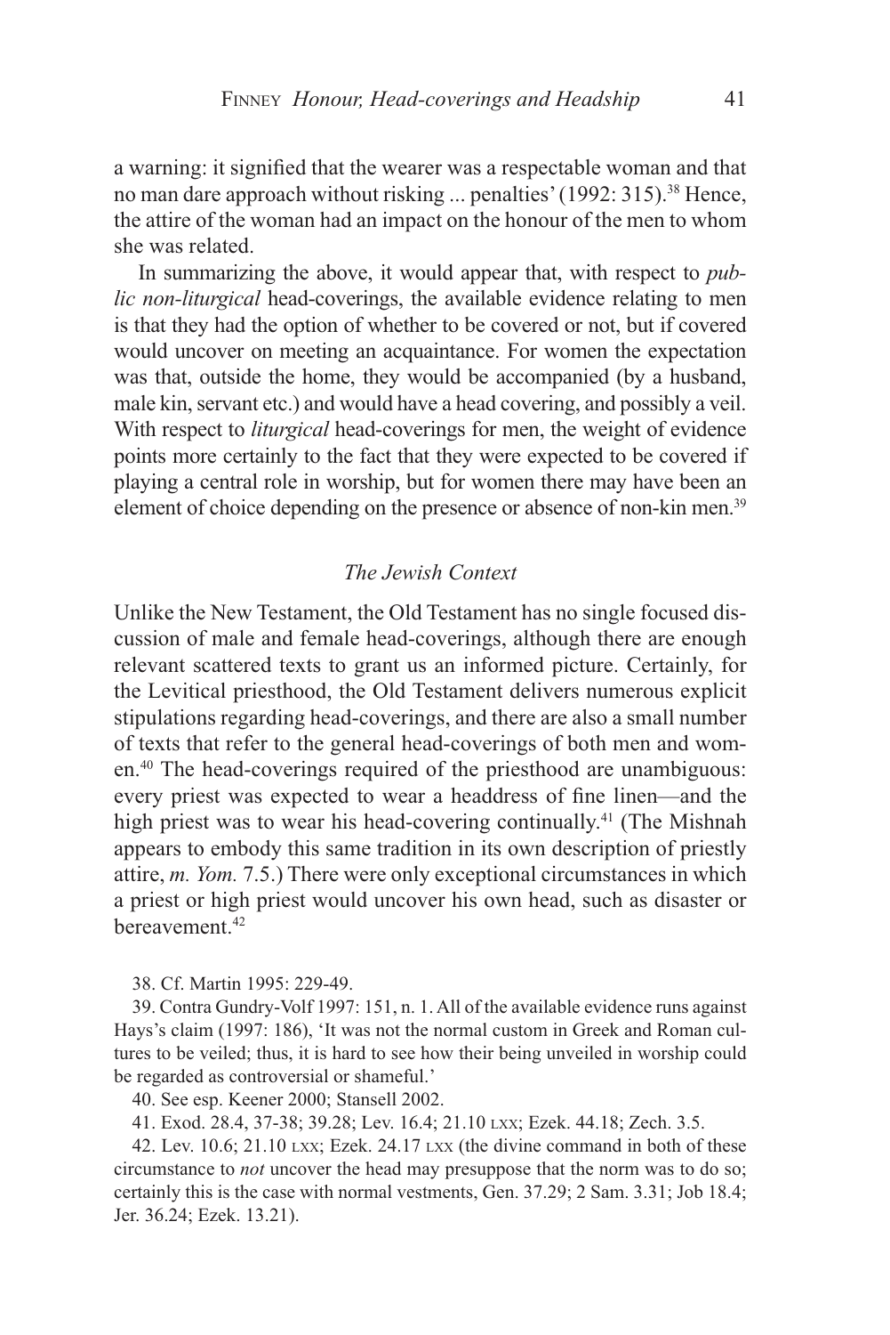a warning: it signified that the wearer was a respectable woman and that no man dare approach without risking ... penalties' (1992: 315).[38] Hence, the attire of the woman had an impact on the honour of the men to whom she was related.

In summarizing the above, it would appear that, with respect to *public non-liturgical* head-coverings, the available evidence relating to men is that they had the option of whether to be covered or not, but if covered would uncover on meeting an acquaintance. For women the expectation was that, outside the home, they would be accompanied (by a husband, male kin, servant etc.) and would have a head covering, and possibly a veil. With respect to *liturgical* head-coverings for men, the weight of evidence points more certainly to the fact that they were expected to be covered if playing a central role in worship, but for women there may have been an element of choice depending on the presence or absence of non-kin men.[39]

### *The Jewish Context*

Unlike the New Testament, the Old Testament has no single focused discussion of male and female head-coverings, although there are enough relevant scattered texts to grant us an informed picture. Certainly, for the Levitical priesthood, the Old Testament delivers numerous explicit stipulations regarding head-coverings, and there are also a small number of texts that refer to the general head-coverings of both men and women.[40] The head-coverings required of the priesthood are unambiguous: every priest was expected to wear a headdress of fine linen—and the high priest was to wear his head-covering continually.[41] (The Mishnah appears to embody this same tradition in its own description of priestly attire, *m. Yom.* 7.5.) There were only exceptional circumstances in which a priest or high priest would uncover his own head, such as disaster or bereavement.[42]

38. Cf. Martin 1995: 229-49.

39. Contra Gundry-Volf 1997: 151, n. 1. All of the available evidence runs against Hays's claim (1997: 186), 'It was not the normal custom in Greek and Roman cultures to be veiled; thus, it is hard to see how their being unveiled in worship could be regarded as controversial or shameful.'

40. See esp. Keener 2000; Stansell 2002.

41. Exod. 28.4, 37-38; 39.28; Lev. 16.4; 21.10 LXX; Ezek. 44.18; Zech. 3.5.

42. Lev. 10.6; 21.10 LXX; Ezek. 24.17 LXX (the divine command in both of these circumstance to *not* uncover the head may presuppose that the norm was to do so; certainly this is the case with normal vestments, Gen. 37.29; 2 Sam. 3.31; Job 18.4; Jer. 36.24; Ezek. 13.21).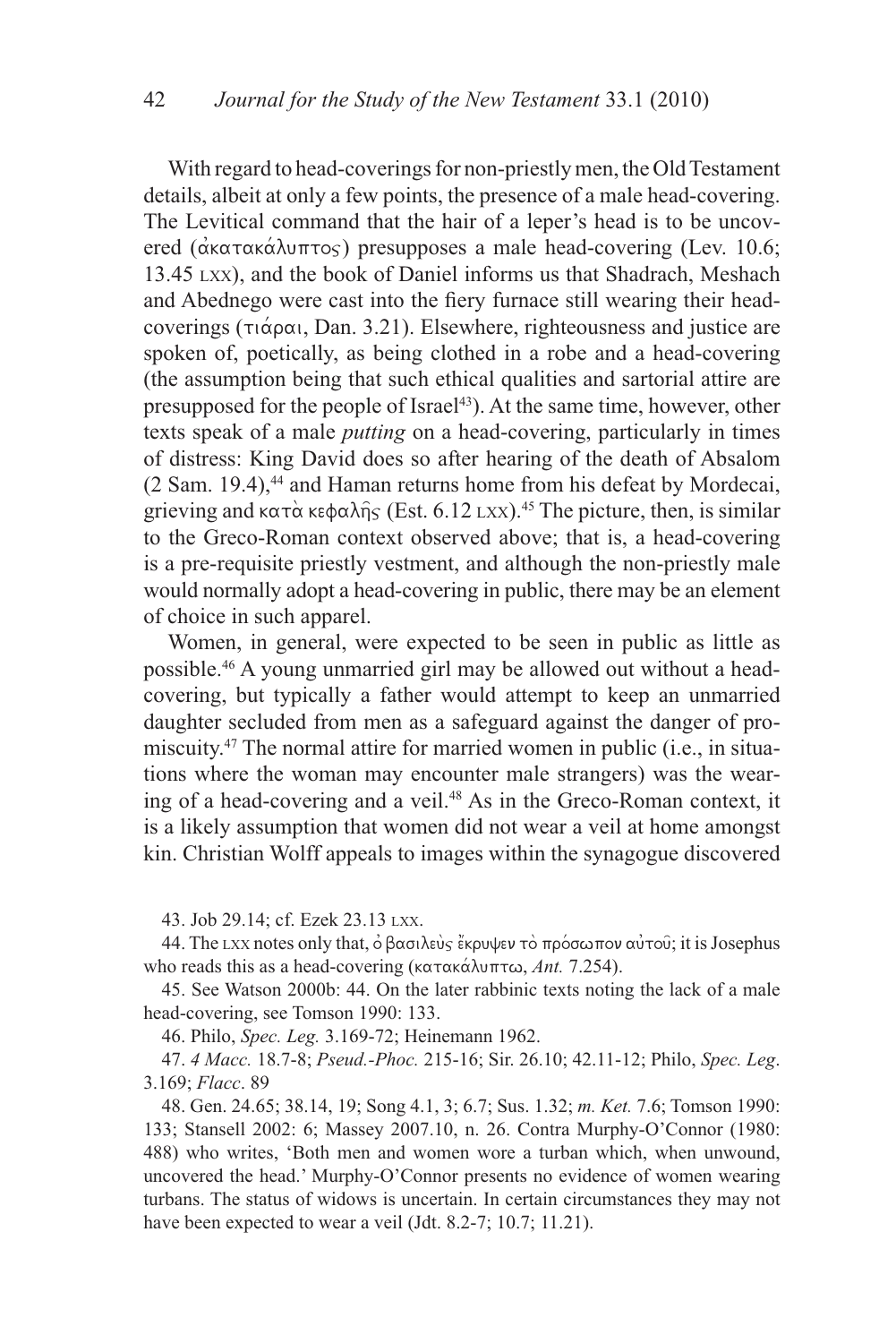With regard to head-coverings for non-priestly men, the Old Testament details, albeit at only a few points, the presence of a male head-covering. The Levitical command that the hair of a leper's head is to be uncovered (ἀκατακάλυπτος) presupposes a male head-covering (Lev. 10.6; 13.45 LXX), and the book of Daniel informs us that Shadrach, Meshach and Abednego were cast into the fiery furnace still wearing their head-coverings (τιάραι, Dan. 3.21). Elsewhere, righteousness and justice are spoken of, poetically, as being clothed in a robe and a head-covering (the assumption being that such ethical qualities and sartorial attire are presupposed for the people of Israel[43]). At the same time, however, other texts speak of a male *putting* on a head-covering, particularly in times of distress: King David does so after hearing of the death of Absalom (2 Sam. 19.4),[44] and Haman returns home from his defeat by Mordecai, grieving and κατὰ κεφαλῆς (Est. 6.12 LXX).[45] The picture, then, is similar to the Greco-Roman context observed above; that is, a head-covering is a pre-requisite priestly vestment, and although the non-priestly male would normally adopt a head-covering in public, there may be an element of choice in such apparel.

Women, in general, were expected to be seen in public as little as possible.[46] A young unmarried girl may be allowed out without a head-covering, but typically a father would attempt to keep an unmarried daughter secluded from men as a safeguard against the danger of promiscuity.[47] The normal attire for married women in public (i.e., in situations where the woman may encounter male strangers) was the wearing of a head-covering and a veil.[48] As in the Greco-Roman context, it is a likely assumption that women did not wear a veil at home amongst kin. Christian Wolff appeals to images within the synagogue discovered

43. Job 29.14; cf. Ezek 23.13 LXX.

44. The LXX notes only that, ὁ βασιλεὺς ἔκρυψεν τὸ πρόσωπον αὐτοῦ; it is Josephus who reads this as a head-covering (κατακάλυπτω, *Ant.* 7.254).

45. See Watson 2000b: 44. On the later rabbinic texts noting the lack of a male head-covering, see Tomson 1990: 133.

46. Philo, *Spec. Leg.* 3.169-72; Heinemann 1962.

47. *4 Macc.* 18.7-8; *Pseud.-Phoc.* 215-16; Sir. 26.10; 42.11-12; Philo, *Spec. Leg*. 3.169; *Flacc*. 89

48. Gen. 24.65; 38.14, 19; Song 4.1, 3; 6.7; Sus. 1.32; *m. Ket.* 7.6; Tomson 1990: 133; Stansell 2002: 6; Massey 2007.10, n. 26. Contra Murphy-O'Connor (1980: 488) who writes, 'Both men and women wore a turban which, when unwound, uncovered the head.' Murphy-O'Connor presents no evidence of women wearing turbans. The status of widows is uncertain. In certain circumstances they may not have been expected to wear a veil (Jdt. 8.2-7; 10.7; 11.21).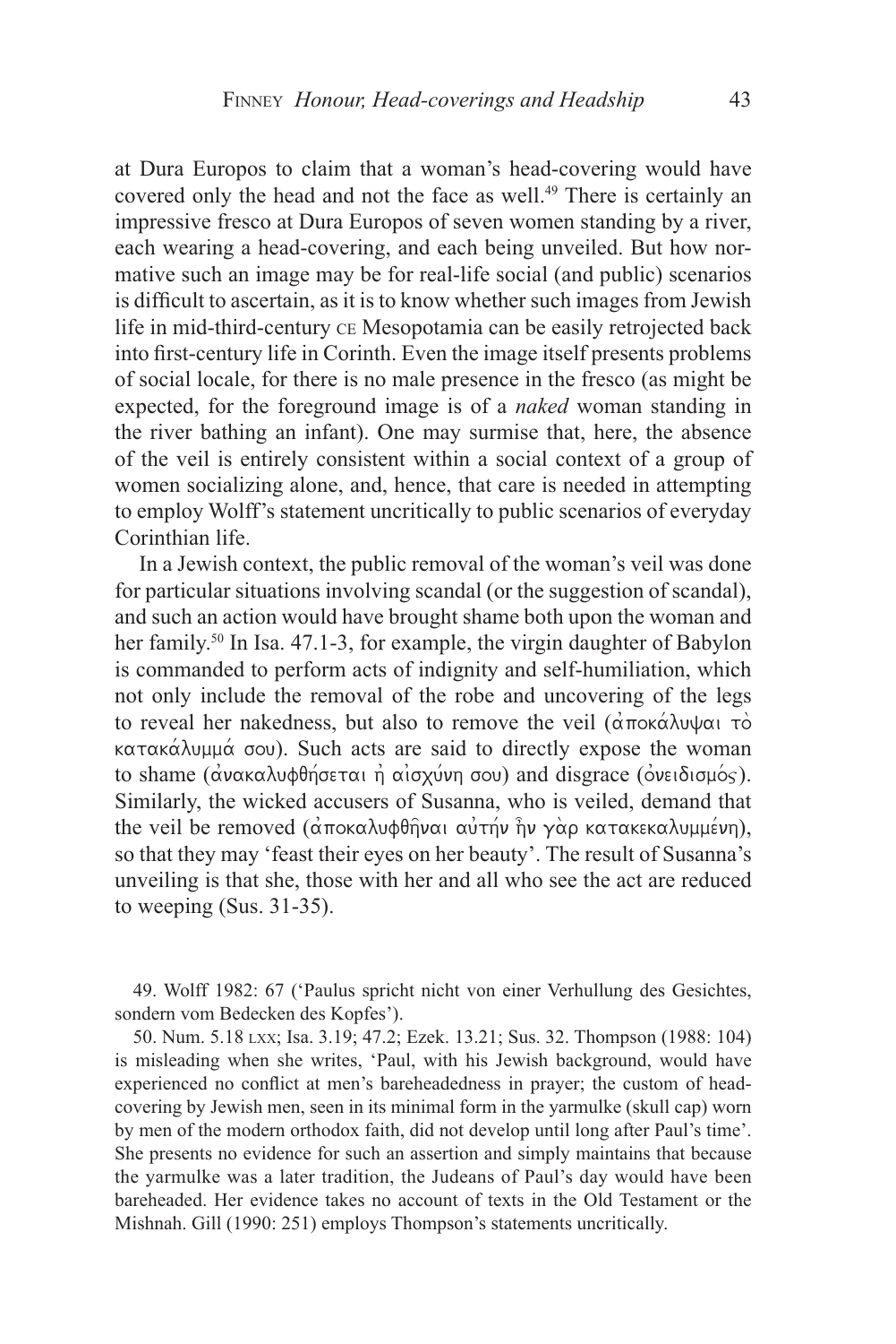at Dura Europos to claim that a woman's head-covering would have covered only the head and not the face as well.[49] There is certainly an impressive fresco at Dura Europos of seven women standing by a river, each wearing a head-covering, and each being unveiled. But how normative such an image may be for real-life social (and public) scenarios is difficult to ascertain, as it is to know whether such images from Jewish life in mid-third-century CE Mesopotamia can be easily retrojected back into first-century life in Corinth. Even the image itself presents problems of social locale, for there is no male presence in the fresco (as might be expected, for the foreground image is of a *naked* woman standing in the river bathing an infant). One may surmise that, here, the absence of the veil is entirely consistent within a social context of a group of women socializing alone, and, hence, that care is needed in attempting to employ Wolff's statement uncritically to public scenarios of everyday Corinthian life.

In a Jewish context, the public removal of the woman's veil was done for particular situations involving scandal (or the suggestion of scandal), and such an action would have brought shame both upon the woman and her family.[50] In Isa. 47.1-3, for example, the virgin daughter of Babylon is commanded to perform acts of indignity and self-humiliation, which not only include the removal of the robe and uncovering of the legs to reveal her nakedness, but also to remove the veil (ἀποκάλυψαι τὸ κατακάλυμμά σου). Such acts are said to directly expose the woman to shame (ἀνακαλυφθήσεται ἡ αἰσχύνη σου) and disgrace (ὀνειδισμός). Similarly, the wicked accusers of Susanna, who is veiled, demand that the veil be removed (ἀποκαλυφθῆναι αὐτήν ἦν γὰρ κατακεκαλυμμένη), so that they may 'feast their eyes on her beauty'. The result of Susanna's unveiling is that she, those with her and all who see the act are reduced to weeping (Sus. 31-35).

49. Wolff 1982: 67 ('Paulus spricht nicht von einer Verhullung des Gesichtes, sondern vom Bedecken des Kopfes').

50. Num. 5.18 LXX; Isa. 3.19; 47.2; Ezek. 13.21; Sus. 32. Thompson (1988: 104) is misleading when she writes, 'Paul, with his Jewish background, would have experienced no conflict at men's bareheadedness in prayer; the custom of head-covering by Jewish men, seen in its minimal form in the yarmulke (skull cap) worn by men of the modern orthodox faith, did not develop until long after Paul's time'. She presents no evidence for such an assertion and simply maintains that because the yarmulke was a later tradition, the Judeans of Paul's day would have been bareheaded. Her evidence takes no account of texts in the Old Testament or the Mishnah. Gill (1990: 251) employs Thompson's statements uncritically.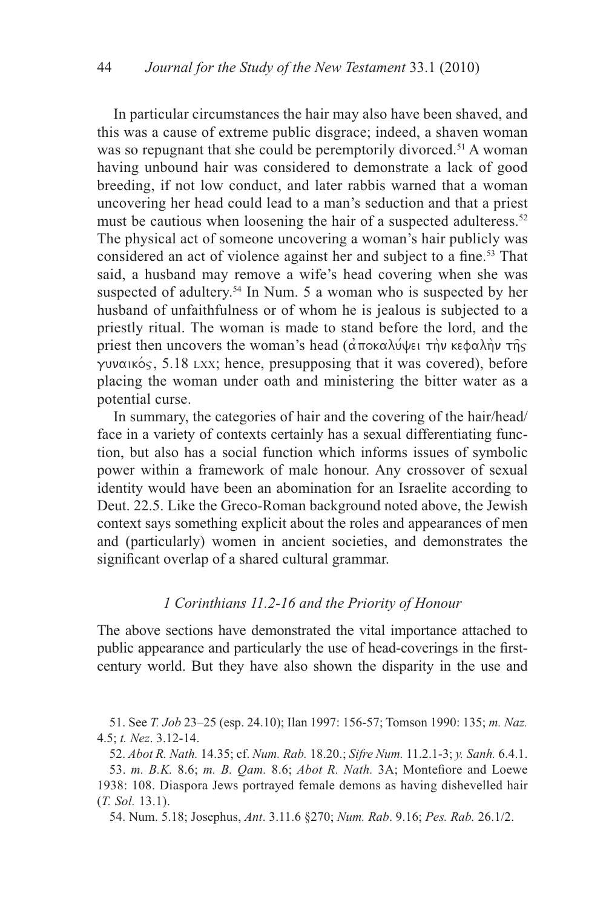In particular circumstances the hair may also have been shaved, and this was a cause of extreme public disgrace; indeed, a shaven woman was so repugnant that she could be peremptorily divorced.[51] A woman having unbound hair was considered to demonstrate a lack of good breeding, if not low conduct, and later rabbis warned that a woman uncovering her head could lead to a man's seduction and that a priest must be cautious when loosening the hair of a suspected adulteress.[52] The physical act of someone uncovering a woman's hair publicly was considered an act of violence against her and subject to a fine.[53] That said, a husband may remove a wife's head covering when she was suspected of adultery.[54] In Num. 5 a woman who is suspected by her husband of unfaithfulness or of whom he is jealous is subjected to a priestly ritual. The woman is made to stand before the lord, and the priest then uncovers the woman's head (ἀποκαλύψει τὴν κεφαλὴν τῆς γυναικός, 5.18 LXX; hence, presupposing that it was covered), before placing the woman under oath and ministering the bitter water as a potential curse.

In summary, the categories of hair and the covering of the hair/head/face in a variety of contexts certainly has a sexual differentiating function, but also has a social function which informs issues of symbolic power within a framework of male honour. Any crossover of sexual identity would have been an abomination for an Israelite according to Deut. 22.5. Like the Greco-Roman background noted above, the Jewish context says something explicit about the roles and appearances of men and (particularly) women in ancient societies, and demonstrates the significant overlap of a shared cultural grammar.

### *1 Corinthians 11.2-16 and the Priority of Honour*

The above sections have demonstrated the vital importance attached to public appearance and particularly the use of head-coverings in the first-century world. But they have also shown the disparity in the use and

51. See *T. Job* 23–25 (esp. 24.10); Ilan 1997: 156-57; Tomson 1990: 135; *m. Naz.* 4.5; *t. Nez*. 3.12-14.

52. *Abot R. Nath.* 14.35; cf. *Num. Rab.* 18.20.; *Sifre Num.* 11.2.1-3; *y. Sanh.* 6.4.1.

53. *m. B.K.* 8.6; *m. B. Qam.* 8.6; *Abot R. Nath.* 3A; Montefiore and Loewe 1938: 108. Diaspora Jews portrayed female demons as having dishevelled hair (*T. Sol.* 13.1).

54. Num. 5.18; Josephus, *Ant*. 3.11.6 §270; *Num. Rab*. 9.16; *Pes. Rab.* 26.1/2.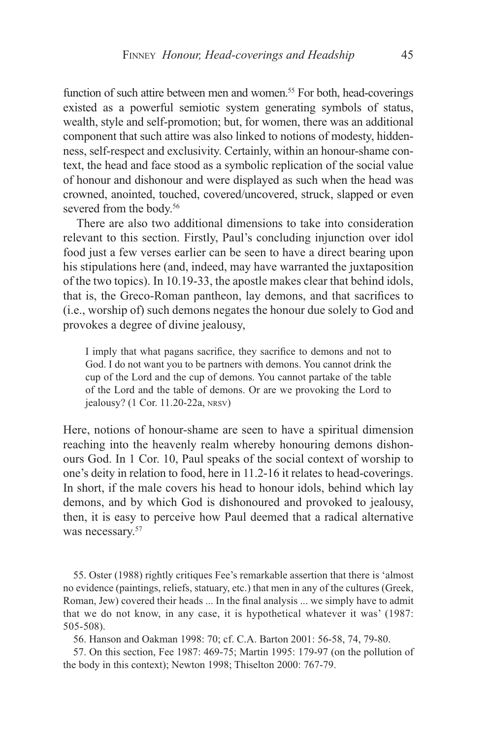function of such attire between men and women.[55] For both, head-coverings existed as a powerful semiotic system generating symbols of status, wealth, style and self-promotion; but, for women, there was an additional component that such attire was also linked to notions of modesty, hiddenness, self-respect and exclusivity. Certainly, within an honour-shame context, the head and face stood as a symbolic replication of the social value of honour and dishonour and were displayed as such when the head was crowned, anointed, touched, covered/uncovered, struck, slapped or even severed from the body.[56]

There are also two additional dimensions to take into consideration relevant to this section. Firstly, Paul's concluding injunction over idol food just a few verses earlier can be seen to have a direct bearing upon his stipulations here (and, indeed, may have warranted the juxtaposition of the two topics). In 10.19-33, the apostle makes clear that behind idols, that is, the Greco-Roman pantheon, lay demons, and that sacrifices to (i.e., worship of) such demons negates the honour due solely to God and provokes a degree of divine jealousy,

> I imply that what pagans sacrifice, they sacrifice to demons and not to God. I do not want you to be partners with demons. You cannot drink the cup of the Lord and the cup of demons. You cannot partake of the table of the Lord and the table of demons. Or are we provoking the Lord to jealousy? (1 Cor. 11.20-22a, NRSV)

Here, notions of honour-shame are seen to have a spiritual dimension reaching into the heavenly realm whereby honouring demons dishonours God. In 1 Cor. 10, Paul speaks of the social context of worship to one's deity in relation to food, here in 11.2-16 it relates to head-coverings. In short, if the male covers his head to honour idols, behind which lay demons, and by which God is dishonoured and provoked to jealousy, then, it is easy to perceive how Paul deemed that a radical alternative was necessary.[57]

---

55. Oster (1988) rightly critiques Fee's remarkable assertion that there is 'almost no evidence (paintings, reliefs, statuary, etc.) that men in any of the cultures (Greek, Roman, Jew) covered their heads ... In the final analysis ... we simply have to admit that we do not know, in any case, it is hypothetical whatever it was' (1987: 505-508).

56. Hanson and Oakman 1998: 70; cf. C.A. Barton 2001: 56-58, 74, 79-80.

57. On this section, Fee 1987: 469-75; Martin 1995: 179-97 (on the pollution of the body in this context); Newton 1998; Thiselton 2000: 767-79.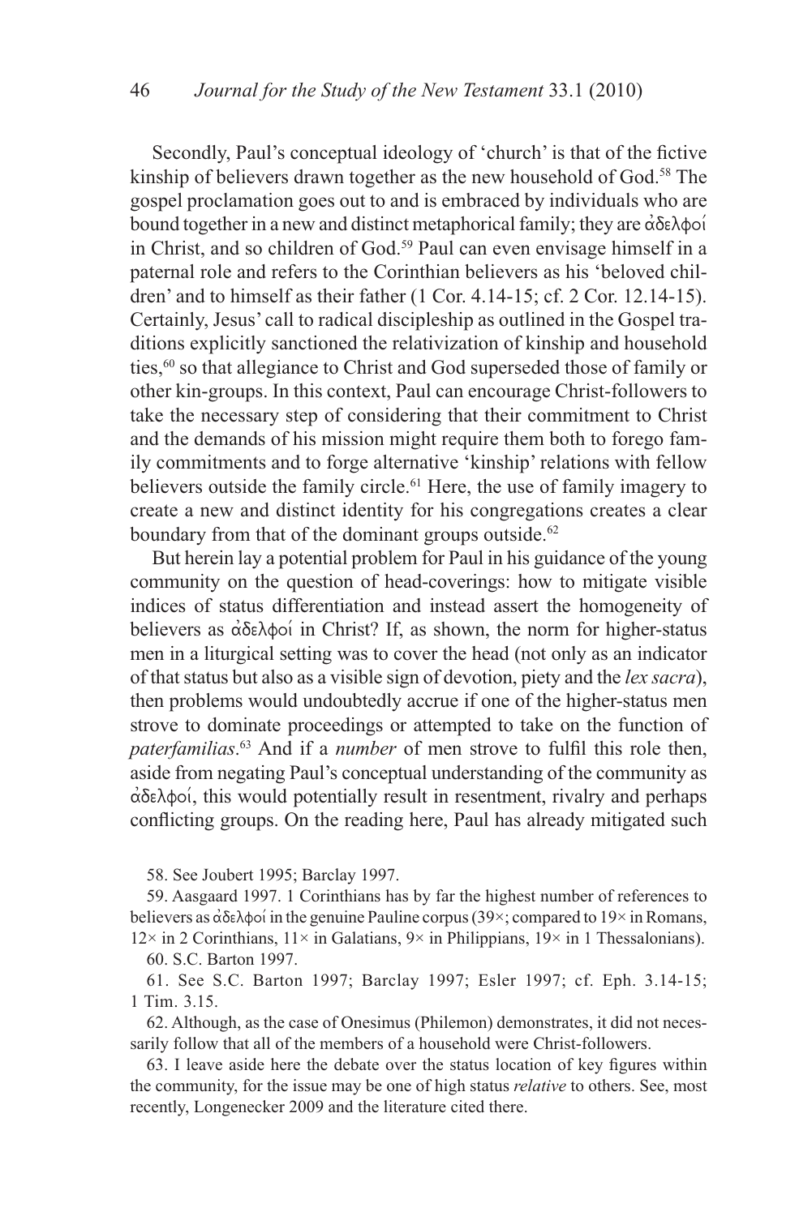Secondly, Paul's conceptual ideology of 'church' is that of the fictive kinship of believers drawn together as the new household of God.[58] The gospel proclamation goes out to and is embraced by individuals who are bound together in a new and distinct metaphorical family; they are ἀδελφοί in Christ, and so children of God.[59] Paul can even envisage himself in a paternal role and refers to the Corinthian believers as his 'beloved children' and to himself as their father (1 Cor. 4.14-15; cf. 2 Cor. 12.14-15). Certainly, Jesus' call to radical discipleship as outlined in the Gospel traditions explicitly sanctioned the relativization of kinship and household ties,[60] so that allegiance to Christ and God superseded those of family or other kin-groups. In this context, Paul can encourage Christ-followers to take the necessary step of considering that their commitment to Christ and the demands of his mission might require them both to forego family commitments and to forge alternative 'kinship' relations with fellow believers outside the family circle.[61] Here, the use of family imagery to create a new and distinct identity for his congregations creates a clear boundary from that of the dominant groups outside.[62]

But herein lay a potential problem for Paul in his guidance of the young community on the question of head-coverings: how to mitigate visible indices of status differentiation and instead assert the homogeneity of believers as ἀδελφοί in Christ? If, as shown, the norm for higher-status men in a liturgical setting was to cover the head (not only as an indicator of that status but also as a visible sign of devotion, piety and the *lex sacra*), then problems would undoubtedly accrue if one of the higher-status men strove to dominate proceedings or attempted to take on the function of *paterfamilias*.[63] And if a *number* of men strove to fulfil this role then, aside from negating Paul's conceptual understanding of the community as ἀδελφοί, this would potentially result in resentment, rivalry and perhaps conflicting groups. On the reading here, Paul has already mitigated such

58. See Joubert 1995; Barclay 1997.

59. Aasgaard 1997. 1 Corinthians has by far the highest number of references to believers as ἀδελφοί in the genuine Pauline corpus (39×; compared to 19× in Romans, 12× in 2 Corinthians, 11× in Galatians, 9× in Philippians, 19× in 1 Thessalonians).

60. S.C. Barton 1997.

61. See S.C. Barton 1997; Barclay 1997; Esler 1997; cf. Eph. 3.14-15; 1 Tim. 3.15.

62. Although, as the case of Onesimus (Philemon) demonstrates, it did not necessarily follow that all of the members of a household were Christ-followers.

63. I leave aside here the debate over the status location of key figures within the community, for the issue may be one of high status *relative* to others. See, most recently, Longenecker 2009 and the literature cited there.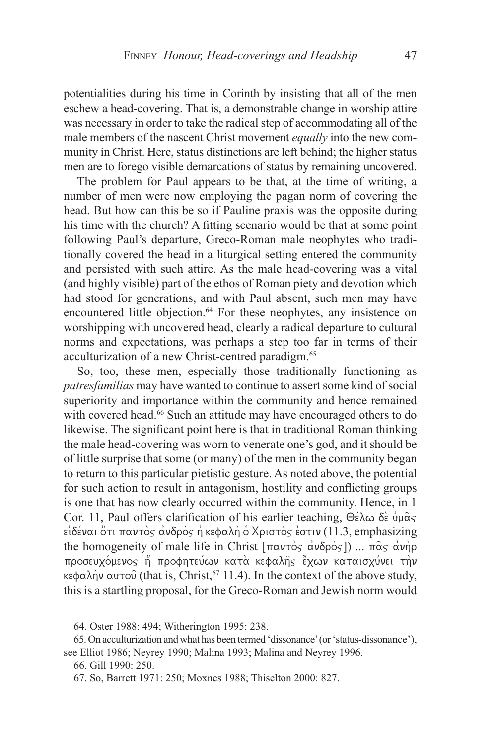potentialities during his time in Corinth by insisting that all of the men eschew a head-covering. That is, a demonstrable change in worship attire was necessary in order to take the radical step of accommodating all of the male members of the nascent Christ movement *equally* into the new community in Christ. Here, status distinctions are left behind; the higher status men are to forego visible demarcations of status by remaining uncovered.

The problem for Paul appears to be that, at the time of writing, a number of men were now employing the pagan norm of covering the head. But how can this be so if Pauline praxis was the opposite during his time with the church? A fitting scenario would be that at some point following Paul's departure, Greco-Roman male neophytes who traditionally covered the head in a liturgical setting entered the community and persisted with such attire. As the male head-covering was a vital (and highly visible) part of the ethos of Roman piety and devotion which had stood for generations, and with Paul absent, such men may have encountered little objection.[64] For these neophytes, any insistence on worshipping with uncovered head, clearly a radical departure to cultural norms and expectations, was perhaps a step too far in terms of their acculturization of a new Christ-centred paradigm.[65]

So, too, these men, especially those traditionally functioning as *patresfamilias* may have wanted to continue to assert some kind of social superiority and importance within the community and hence remained with covered head.[66] Such an attitude may have encouraged others to do likewise. The significant point here is that in traditional Roman thinking the male head-covering was worn to venerate one's god, and it should be of little surprise that some (or many) of the men in the community began to return to this particular pietistic gesture. As noted above, the potential for such action to result in antagonism, hostility and conflicting groups is one that has now clearly occurred within the community. Hence, in 1 Cor. 11, Paul offers clarification of his earlier teaching, Θέλω δὲ ὑμᾶς εἰδέναι ὅτι παντὸς ἀνδρὸς ἡ κεφαλὴ ὁ Χριστός ἐστιν (11.3, emphasizing the homogeneity of male life in Christ [παντὸς ἀνδρὸς]) ... πᾶς ἀνὴρ προσευχόμενος ἢ προφητεύων κατὰ κεφαλῆς ἔχων καταισχύνει τὴν κεφαλὴν αυτοῦ (that is, Christ,[67] 11.4). In the context of the above study, this is a startling proposal, for the Greco-Roman and Jewish norm would

64. Oster 1988: 494; Witherington 1995: 238.

65. On acculturization and what has been termed 'dissonance' (or 'status-dissonance'), see Elliot 1986; Neyrey 1990; Malina 1993; Malina and Neyrey 1996.

66. Gill 1990: 250.

67. So, Barrett 1971: 250; Moxnes 1988; Thiselton 2000: 827.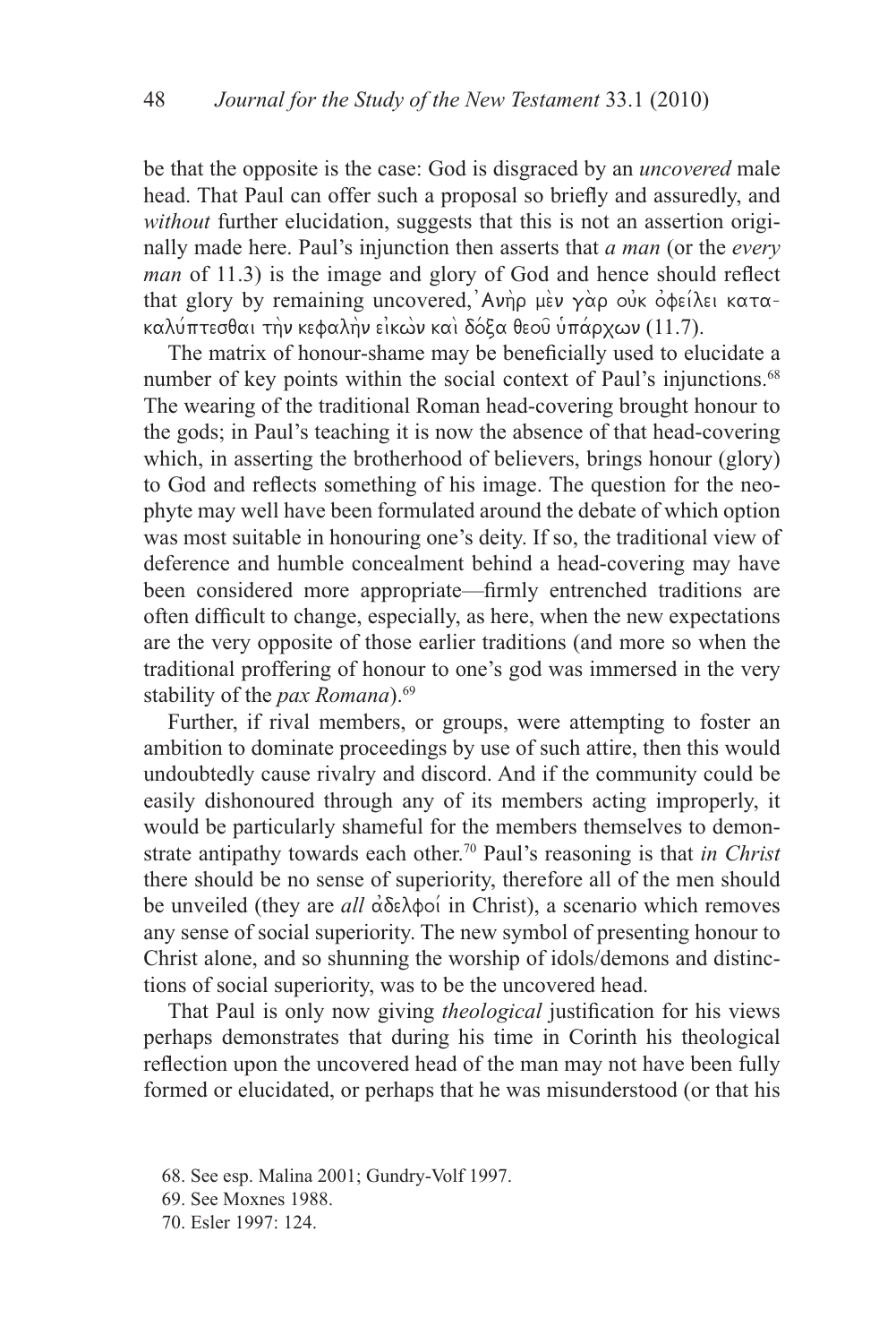be that the opposite is the case: God is disgraced by an *uncovered* male head. That Paul can offer such a proposal so briefly and assuredly, and *without* further elucidation, suggests that this is not an assertion originally made here. Paul's injunction then asserts that *a man* (or the *every man* of 11.3) is the image and glory of God and hence should reflect that glory by remaining uncovered, Ἀνὴρ μὲν γὰρ οὐκ ὀφείλει κατακαλύπτεσθαι τὴν κεφαλὴν εἰκὼν καὶ δόξα θεοῦ ὑπάρχων (11.7).

The matrix of honour-shame may be beneficially used to elucidate a number of key points within the social context of Paul's injunctions.[68] The wearing of the traditional Roman head-covering brought honour to the gods; in Paul's teaching it is now the absence of that head-covering which, in asserting the brotherhood of believers, brings honour (glory) to God and reflects something of his image. The question for the neophyte may well have been formulated around the debate of which option was most suitable in honouring one's deity. If so, the traditional view of deference and humble concealment behind a head-covering may have been considered more appropriate—firmly entrenched traditions are often difficult to change, especially, as here, when the new expectations are the very opposite of those earlier traditions (and more so when the traditional proffering of honour to one's god was immersed in the very stability of the *pax Romana*).[69]

Further, if rival members, or groups, were attempting to foster an ambition to dominate proceedings by use of such attire, then this would undoubtedly cause rivalry and discord. And if the community could be easily dishonoured through any of its members acting improperly, it would be particularly shameful for the members themselves to demonstrate antipathy towards each other.[70] Paul's reasoning is that *in Christ* there should be no sense of superiority, therefore all of the men should be unveiled (they are *all* ἀδελφοί in Christ), a scenario which removes any sense of social superiority. The new symbol of presenting honour to Christ alone, and so shunning the worship of idols/demons and distinctions of social superiority, was to be the uncovered head.

That Paul is only now giving *theological* justification for his views perhaps demonstrates that during his time in Corinth his theological reflection upon the uncovered head of the man may not have been fully formed or elucidated, or perhaps that he was misunderstood (or that his

68. See esp. Malina 2001; Gundry-Volf 1997.

69. See Moxnes 1988.

70. Esler 1997: 124.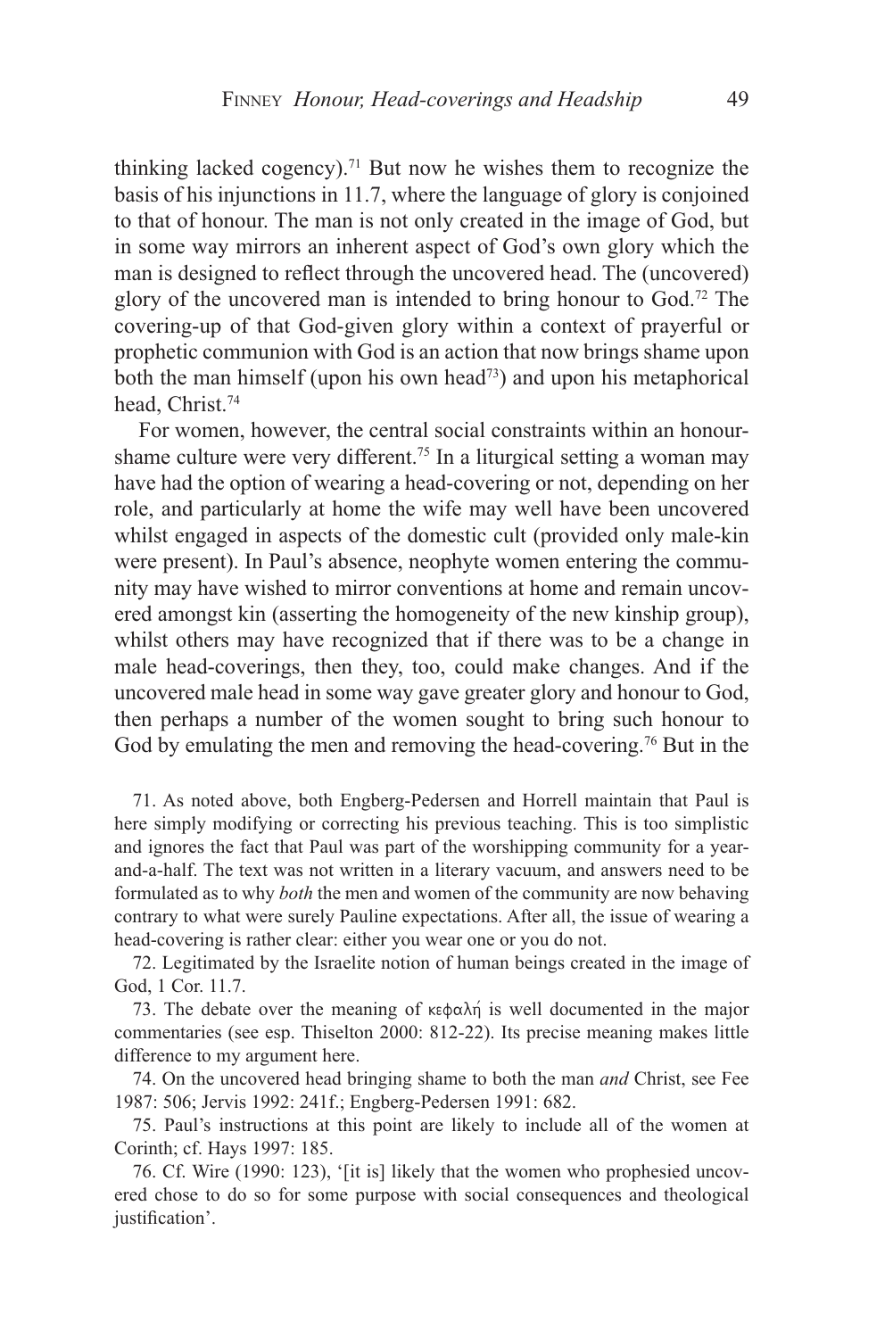thinking lacked cogency).[71] But now he wishes them to recognize the basis of his injunctions in 11.7, where the language of glory is conjoined to that of honour. The man is not only created in the image of God, but in some way mirrors an inherent aspect of God's own glory which the man is designed to reflect through the uncovered head. The (uncovered) glory of the uncovered man is intended to bring honour to God.[72] The covering-up of that God-given glory within a context of prayerful or prophetic communion with God is an action that now brings shame upon both the man himself (upon his own head[73]) and upon his metaphorical head, Christ.[74]

For women, however, the central social constraints within an honour-shame culture were very different.[75] In a liturgical setting a woman may have had the option of wearing a head-covering or not, depending on her role, and particularly at home the wife may well have been uncovered whilst engaged in aspects of the domestic cult (provided only male-kin were present). In Paul's absence, neophyte women entering the community may have wished to mirror conventions at home and remain uncovered amongst kin (asserting the homogeneity of the new kinship group), whilst others may have recognized that if there was to be a change in male head-coverings, then they, too, could make changes. And if the uncovered male head in some way gave greater glory and honour to God, then perhaps a number of the women sought to bring such honour to God by emulating the men and removing the head-covering.[76] But in the

71. As noted above, both Engberg-Pedersen and Horrell maintain that Paul is here simply modifying or correcting his previous teaching. This is too simplistic and ignores the fact that Paul was part of the worshipping community for a year-and-a-half. The text was not written in a literary vacuum, and answers need to be formulated as to why *both* the men and women of the community are now behaving contrary to what were surely Pauline expectations. After all, the issue of wearing a head-covering is rather clear: either you wear one or you do not.

72. Legitimated by the Israelite notion of human beings created in the image of God, 1 Cor. 11.7.

73. The debate over the meaning of κεφαλή is well documented in the major commentaries (see esp. Thiselton 2000: 812-22). Its precise meaning makes little difference to my argument here.

74. On the uncovered head bringing shame to both the man *and* Christ, see Fee 1987: 506; Jervis 1992: 241f.; Engberg-Pedersen 1991: 682.

75. Paul's instructions at this point are likely to include all of the women at Corinth; cf. Hays 1997: 185.

76. Cf. Wire (1990: 123), '[it is] likely that the women who prophesied uncovered chose to do so for some purpose with social consequences and theological justification'.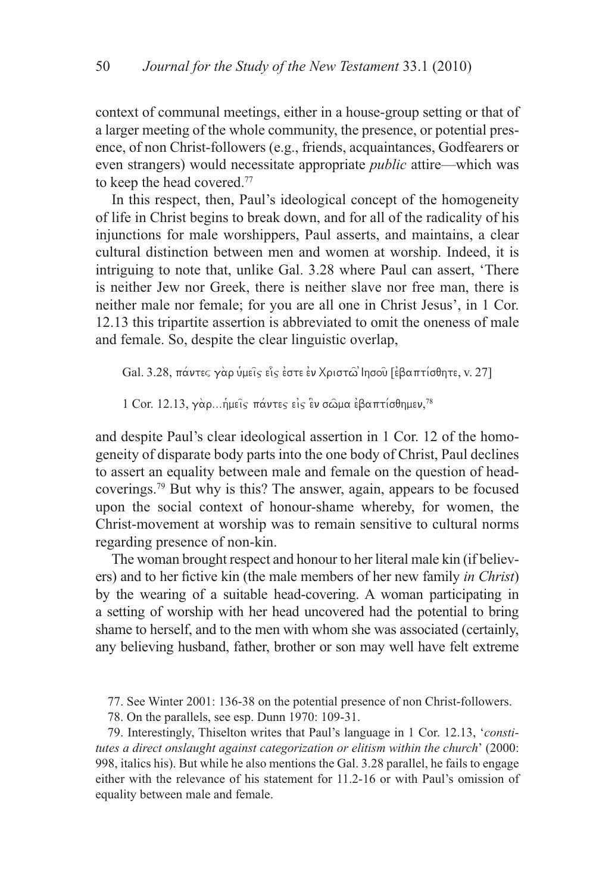context of communal meetings, either in a house-group setting or that of a larger meeting of the whole community, the presence, or potential presence, of non Christ-followers (e.g., friends, acquaintances, Godfearers or even strangers) would necessitate appropriate *public* attire—which was to keep the head covered.[77]

In this respect, then, Paul's ideological concept of the homogeneity of life in Christ begins to break down, and for all of the radicality of his injunctions for male worshippers, Paul asserts, and maintains, a clear cultural distinction between men and women at worship. Indeed, it is intriguing to note that, unlike Gal. 3.28 where Paul can assert, 'There is neither Jew nor Greek, there is neither slave nor free man, there is neither male nor female; for you are all one in Christ Jesus', in 1 Cor. 12.13 this tripartite assertion is abbreviated to omit the oneness of male and female. So, despite the clear linguistic overlap,

> Gal. 3.28, πάντες γὰρ ὑμεῖς εἷς ἐστε ἐν Χριστῷ Ἰησοῦ [ἐβαπτίσθητε, v. 27]
>
> 1 Cor. 12.13, γὰρ...ἡμεῖς πάντες εἰς ἓν σῶμα ἐβαπτίσθημεν,[78]

and despite Paul's clear ideological assertion in 1 Cor. 12 of the homogeneity of disparate body parts into the one body of Christ, Paul declines to assert an equality between male and female on the question of head-coverings.[79] But why is this? The answer, again, appears to be focused upon the social context of honour-shame whereby, for women, the Christ-movement at worship was to remain sensitive to cultural norms regarding presence of non-kin.

The woman brought respect and honour to her literal male kin (if believers) and to her fictive kin (the male members of her new family *in Christ*) by the wearing of a suitable head-covering. A woman participating in a setting of worship with her head uncovered had the potential to bring shame to herself, and to the men with whom she was associated (certainly, any believing husband, father, brother or son may well have felt extreme

77. See Winter 2001: 136-38 on the potential presence of non Christ-followers.

78. On the parallels, see esp. Dunn 1970: 109-31.

79. Interestingly, Thiselton writes that Paul's language in 1 Cor. 12.13, '*constitutes a direct onslaught against categorization or elitism within the church*' (2000: 998, italics his). But while he also mentions the Gal. 3.28 parallel, he fails to engage either with the relevance of his statement for 11.2-16 or with Paul's omission of equality between male and female.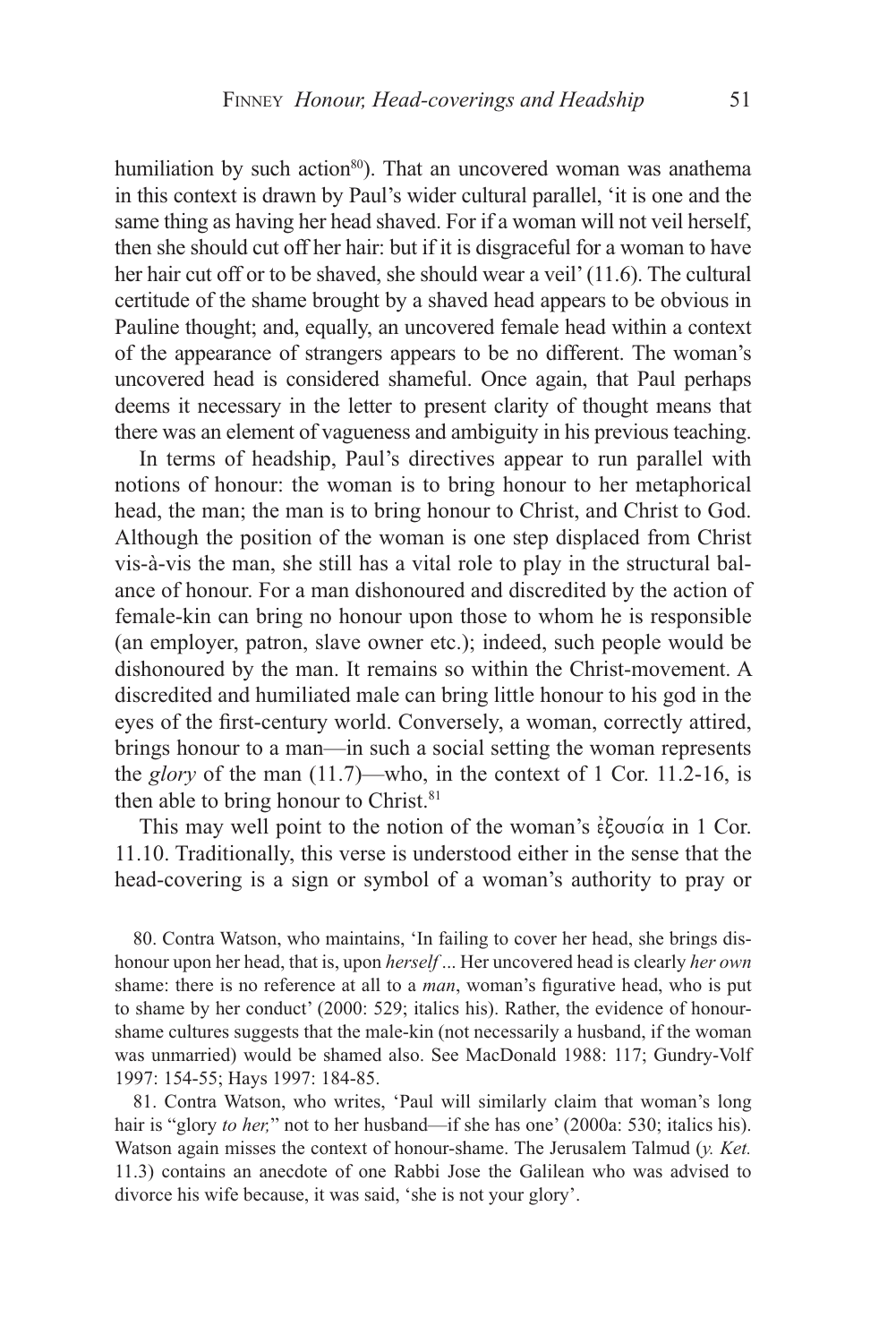humiliation by such action[80]). That an uncovered woman was anathema in this context is drawn by Paul's wider cultural parallel, 'it is one and the same thing as having her head shaved. For if a woman will not veil herself, then she should cut off her hair: but if it is disgraceful for a woman to have her hair cut off or to be shaved, she should wear a veil' (11.6). The cultural certitude of the shame brought by a shaved head appears to be obvious in Pauline thought; and, equally, an uncovered female head within a context of the appearance of strangers appears to be no different. The woman's uncovered head is considered shameful. Once again, that Paul perhaps deems it necessary in the letter to present clarity of thought means that there was an element of vagueness and ambiguity in his previous teaching.

In terms of headship, Paul's directives appear to run parallel with notions of honour: the woman is to bring honour to her metaphorical head, the man; the man is to bring honour to Christ, and Christ to God. Although the position of the woman is one step displaced from Christ vis-à-vis the man, she still has a vital role to play in the structural balance of honour. For a man dishonoured and discredited by the action of female-kin can bring no honour upon those to whom he is responsible (an employer, patron, slave owner etc.); indeed, such people would be dishonoured by the man. It remains so within the Christ-movement. A discredited and humiliated male can bring little honour to his god in the eyes of the first-century world. Conversely, a woman, correctly attired, brings honour to a man—in such a social setting the woman represents the *glory* of the man (11.7)—who, in the context of 1 Cor. 11.2-16, is then able to bring honour to Christ.[81]

This may well point to the notion of the woman's ἐξουσία in 1 Cor. 11.10. Traditionally, this verse is understood either in the sense that the head-covering is a sign or symbol of a woman's authority to pray or

80. Contra Watson, who maintains, 'In failing to cover her head, she brings dishonour upon her head, that is, upon *herself* ... Her uncovered head is clearly *her own* shame: there is no reference at all to a *man*, woman's figurative head, who is put to shame by her conduct' (2000: 529; italics his). Rather, the evidence of honour-shame cultures suggests that the male-kin (not necessarily a husband, if the woman was unmarried) would be shamed also. See MacDonald 1988: 117; Gundry-Volf 1997: 154-55; Hays 1997: 184-85.

81. Contra Watson, who writes, 'Paul will similarly claim that woman's long hair is "glory *to her,*" not to her husband—if she has one' (2000a: 530; italics his). Watson again misses the context of honour-shame. The Jerusalem Talmud (*y. Ket.* 11.3) contains an anecdote of one Rabbi Jose the Galilean who was advised to divorce his wife because, it was said, 'she is not your glory'.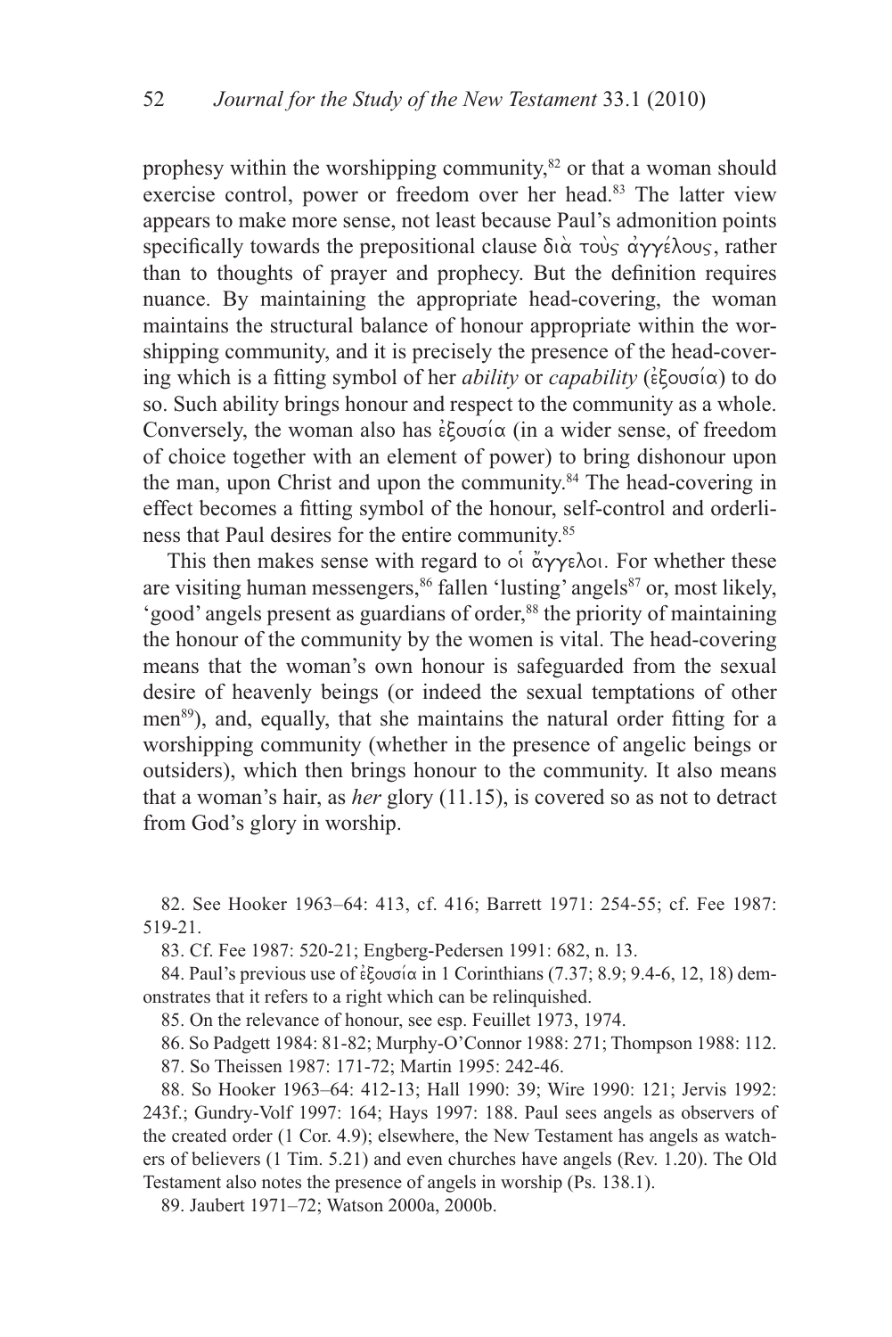prophesy within the worshipping community,[82] or that a woman should exercise control, power or freedom over her head.[83] The latter view appears to make more sense, not least because Paul's admonition points specifically towards the prepositional clause διὰ τοὺς ἀγγέλους, rather than to thoughts of prayer and prophecy. But the definition requires nuance. By maintaining the appropriate head-covering, the woman maintains the structural balance of honour appropriate within the worshipping community, and it is precisely the presence of the head-covering which is a fitting symbol of her *ability* or *capability* (ἐξουσία) to do so. Such ability brings honour and respect to the community as a whole. Conversely, the woman also has ἐξουσία (in a wider sense, of freedom of choice together with an element of power) to bring dishonour upon the man, upon Christ and upon the community.[84] The head-covering in effect becomes a fitting symbol of the honour, self-control and orderliness that Paul desires for the entire community.[85]

This then makes sense with regard to οἱ ἄγγελοι. For whether these are visiting human messengers,[86] fallen 'lusting' angels[87] or, most likely, 'good' angels present as guardians of order,[88] the priority of maintaining the honour of the community by the women is vital. The head-covering means that the woman's own honour is safeguarded from the sexual desire of heavenly beings (or indeed the sexual temptations of other men[89]), and, equally, that she maintains the natural order fitting for a worshipping community (whether in the presence of angelic beings or outsiders), which then brings honour to the community. It also means that a woman's hair, as *her* glory (11.15), is covered so as not to detract from God's glory in worship.

82. See Hooker 1963–64: 413, cf. 416; Barrett 1971: 254-55; cf. Fee 1987: 519-21.

83. Cf. Fee 1987: 520-21; Engberg-Pedersen 1991: 682, n. 13.

84. Paul's previous use of ἐξουσία in 1 Corinthians (7.37; 8.9; 9.4-6, 12, 18) demonstrates that it refers to a right which can be relinquished.

85. On the relevance of honour, see esp. Feuillet 1973, 1974.

86. So Padgett 1984: 81-82; Murphy-O'Connor 1988: 271; Thompson 1988: 112.

87. So Theissen 1987: 171-72; Martin 1995: 242-46.

88. So Hooker 1963–64: 412-13; Hall 1990: 39; Wire 1990: 121; Jervis 1992: 243f.; Gundry-Volf 1997: 164; Hays 1997: 188. Paul sees angels as observers of the created order (1 Cor. 4.9); elsewhere, the New Testament has angels as watchers of believers (1 Tim. 5.21) and even churches have angels (Rev. 1.20). The Old Testament also notes the presence of angels in worship (Ps. 138.1).

89. Jaubert 1971–72; Watson 2000a, 2000b.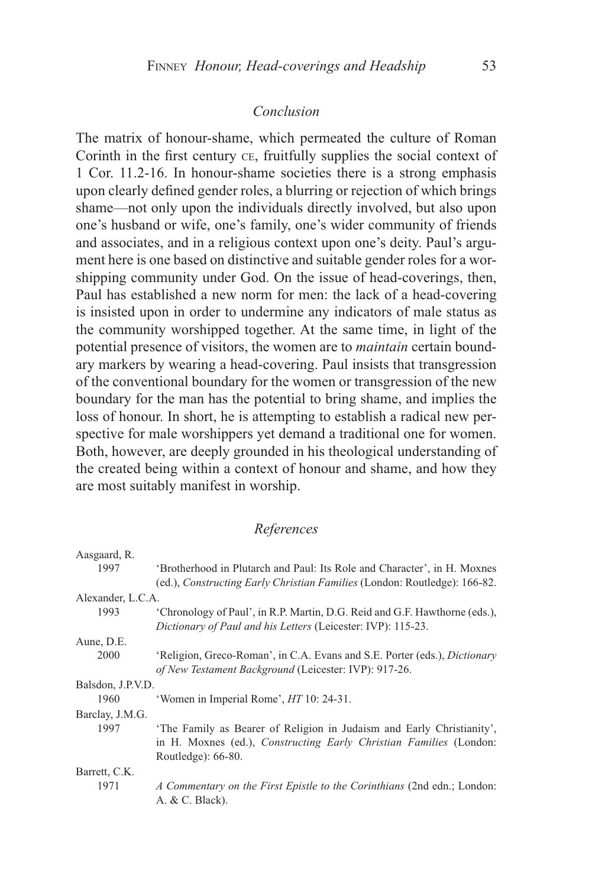## *Conclusion*

The matrix of honour-shame, which permeated the culture of Roman Corinth in the first century CE, fruitfully supplies the social context of 1 Cor. 11.2-16. In honour-shame societies there is a strong emphasis upon clearly defined gender roles, a blurring or rejection of which brings shame—not only upon the individuals directly involved, but also upon one's husband or wife, one's family, one's wider community of friends and associates, and in a religious context upon one's deity. Paul's argument here is one based on distinctive and suitable gender roles for a worshipping community under God. On the issue of head-coverings, then, Paul has established a new norm for men: the lack of a head-covering is insisted upon in order to undermine any indicators of male status as the community worshipped together. At the same time, in light of the potential presence of visitors, the women are to *maintain* certain boundary markers by wearing a head-covering. Paul insists that transgression of the conventional boundary for the women or transgression of the new boundary for the man has the potential to bring shame, and implies the loss of honour. In short, he is attempting to establish a radical new perspective for male worshippers yet demand a traditional one for women. Both, however, are deeply grounded in his theological understanding of the created being within a context of honour and shame, and how they are most suitably manifest in worship.

## *References*

Aasgaard, R.
1997 'Brotherhood in Plutarch and Paul: Its Role and Character', in H. Moxnes (ed.), *Constructing Early Christian Families* (London: Routledge): 166-82.

Alexander, L.C.A.
1993 'Chronology of Paul', in R.P. Martin, D.G. Reid and G.F. Hawthorne (eds.), *Dictionary of Paul and his Letters* (Leicester: IVP): 115-23.

Aune, D.E.
2000 'Religion, Greco-Roman', in C.A. Evans and S.E. Porter (eds.), *Dictionary of New Testament Background* (Leicester: IVP): 917-26.

Balsdon, J.P.V.D.
1960 'Women in Imperial Rome', *HT* 10: 24-31.

Barclay, J.M.G.
1997 'The Family as Bearer of Religion in Judaism and Early Christianity', in H. Moxnes (ed.), *Constructing Early Christian Families* (London: Routledge): 66-80.

Barrett, C.K.
1971 *A Commentary on the First Epistle to the Corinthians* (2nd edn.; London: A. & C. Black).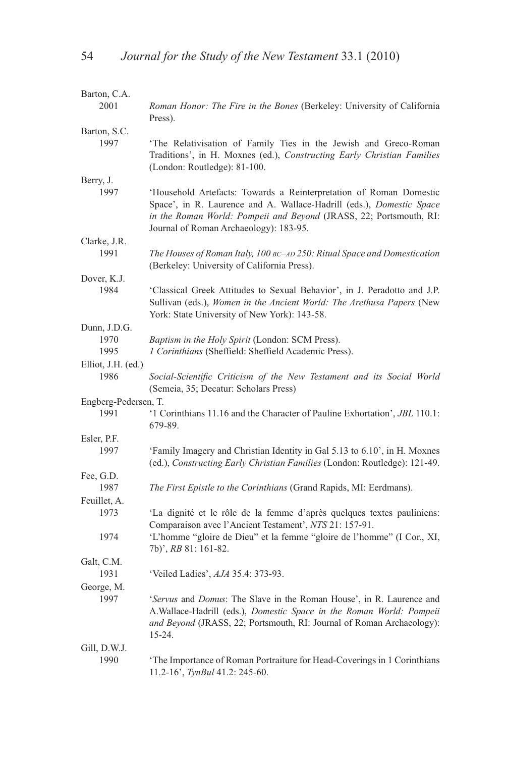Barton, C.A.

2001 *Roman Honor: The Fire in the Bones* (Berkeley: University of California Press).

Barton, S.C.

1997 'The Relativisation of Family Ties in the Jewish and Greco-Roman Traditions', in H. Moxnes (ed.), *Constructing Early Christian Families* (London: Routledge): 81-100.

Berry, J.

1997 'Household Artefacts: Towards a Reinterpretation of Roman Domestic Space', in R. Laurence and A. Wallace-Hadrill (eds.), *Domestic Space in the Roman World: Pompeii and Beyond* (JRASS, 22; Portsmouth, RI: Journal of Roman Archaeology): 183-95.

Clarke, J.R.

1991 *The Houses of Roman Italy, 100 BC–AD 250: Ritual Space and Domestication* (Berkeley: University of California Press).

Dover, K.J.

1984 'Classical Greek Attitudes to Sexual Behavior', in J. Peradotto and J.P. Sullivan (eds.), *Women in the Ancient World: The Arethusa Papers* (New York: State University of New York): 143-58.

Dunn, J.D.G.

1970 *Baptism in the Holy Spirit* (London: SCM Press).

1995 *1 Corinthians* (Sheffield: Sheffield Academic Press).

Elliot, J.H. (ed.)

1986 *Social-Scientific Criticism of the New Testament and its Social World* (Semeia, 35; Decatur: Scholars Press)

Engberg-Pedersen, T.

1991 '1 Corinthians 11.16 and the Character of Pauline Exhortation', *JBL* 110.1: 679-89.

Esler, P.F.

1997 'Family Imagery and Christian Identity in Gal 5.13 to 6.10', in H. Moxnes (ed.), *Constructing Early Christian Families* (London: Routledge): 121-49.

Fee, G.D.

1987 *The First Epistle to the Corinthians* (Grand Rapids, MI: Eerdmans).

Feuillet, A.

1973 'La dignité et le rôle de la femme d'après quelques textes pauliniens: Comparaison avec l'Ancient Testament', *NTS* 21: 157-91.

1974 'L'homme "gloire de Dieu" et la femme "gloire de l'homme" (I Cor., XI, 7b)', *RB* 81: 161-82.

Galt, C.M.

1931 'Veiled Ladies', *AJA* 35.4: 373-93.

George, M.

1997 '*Servus* and *Domus*: The Slave in the Roman House', in R. Laurence and A.Wallace-Hadrill (eds.), *Domestic Space in the Roman World: Pompeii and Beyond* (JRASS, 22; Portsmouth, RI: Journal of Roman Archaeology): 15-24.

Gill, D.W.J.

1990 'The Importance of Roman Portraiture for Head-Coverings in 1 Corinthians 11.2-16', *TynBul* 41.2: 245-60.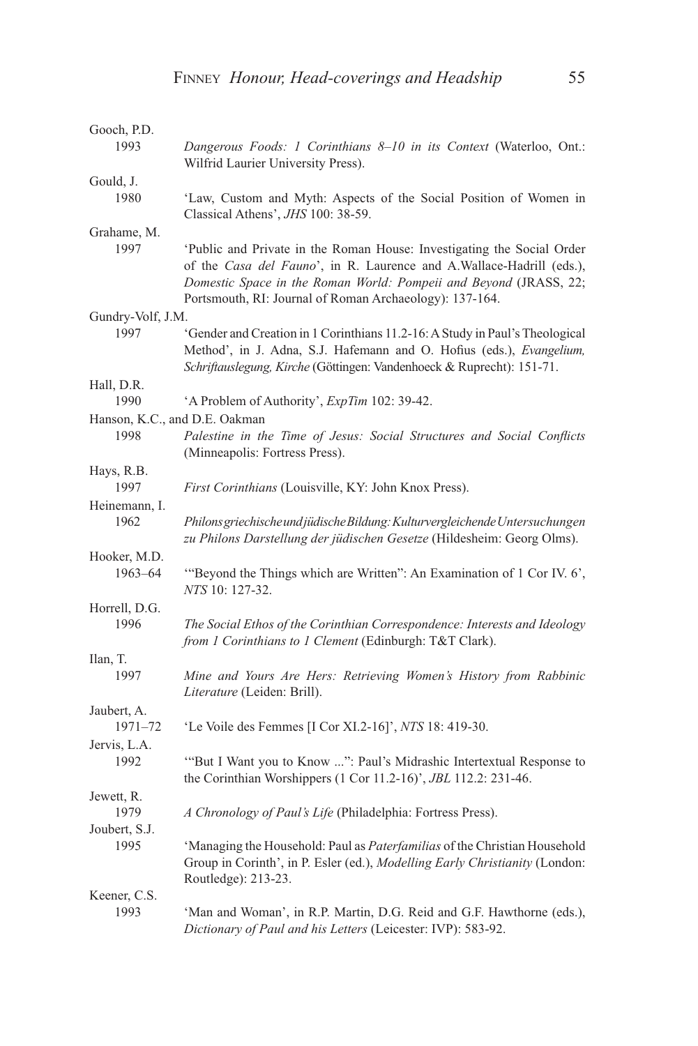Gooch, P.D.
: 1993 *Dangerous Foods: 1 Corinthians 8–10 in its Context* (Waterloo, Ont.: Wilfrid Laurier University Press).

Gould, J.
: 1980 'Law, Custom and Myth: Aspects of the Social Position of Women in Classical Athens', *JHS* 100: 38-59.

Grahame, M.
: 1997 'Public and Private in the Roman House: Investigating the Social Order of the *Casa del Fauno*', in R. Laurence and A.Wallace-Hadrill (eds.), *Domestic Space in the Roman World: Pompeii and Beyond* (JRASS, 22; Portsmouth, RI: Journal of Roman Archaeology): 137-164.

Gundry-Volf, J.M.
: 1997 'Gender and Creation in 1 Corinthians 11.2-16: A Study in Paul's Theological Method', in J. Adna, S.J. Hafemann and O. Hofius (eds.), *Evangelium, Schriftauslegung, Kirche* (Göttingen: Vandenhoeck & Ruprecht): 151-71.

Hall, D.R.
: 1990 'A Problem of Authority', *ExpTim* 102: 39-42.

Hanson, K.C., and D.E. Oakman
: 1998 *Palestine in the Time of Jesus: Social Structures and Social Conflicts* (Minneapolis: Fortress Press).

Hays, R.B.
: 1997 *First Corinthians* (Louisville, KY: John Knox Press).

Heinemann, I.
: 1962 *Philons griechische und jüdische Bildung: Kulturvergleichende Untersuchungen zu Philons Darstellung der jüdischen Gesetze* (Hildesheim: Georg Olms).

Hooker, M.D.
: 1963–64 '"Beyond the Things which are Written": An Examination of 1 Cor IV. 6', *NTS* 10: 127-32.

Horrell, D.G.
: 1996 *The Social Ethos of the Corinthian Correspondence: Interests and Ideology from 1 Corinthians to 1 Clement* (Edinburgh: T&T Clark).

Ilan, T.
: 1997 *Mine and Yours Are Hers: Retrieving Women's History from Rabbinic Literature* (Leiden: Brill).

Jaubert, A.
: 1971–72 'Le Voile des Femmes [I Cor XI.2-16]', *NTS* 18: 419-30.

Jervis, L.A.
: 1992 '"But I Want you to Know ...": Paul's Midrashic Intertextual Response to the Corinthian Worshippers (1 Cor 11.2-16)', *JBL* 112.2: 231-46.

Jewett, R.
: 1979 *A Chronology of Paul's Life* (Philadelphia: Fortress Press).

Joubert, S.J.
: 1995 'Managing the Household: Paul as *Paterfamilias* of the Christian Household Group in Corinth', in P. Esler (ed.), *Modelling Early Christianity* (London: Routledge): 213-23.

Keener, C.S.
: 1993 'Man and Woman', in R.P. Martin, D.G. Reid and G.F. Hawthorne (eds.), *Dictionary of Paul and his Letters* (Leicester: IVP): 583-92.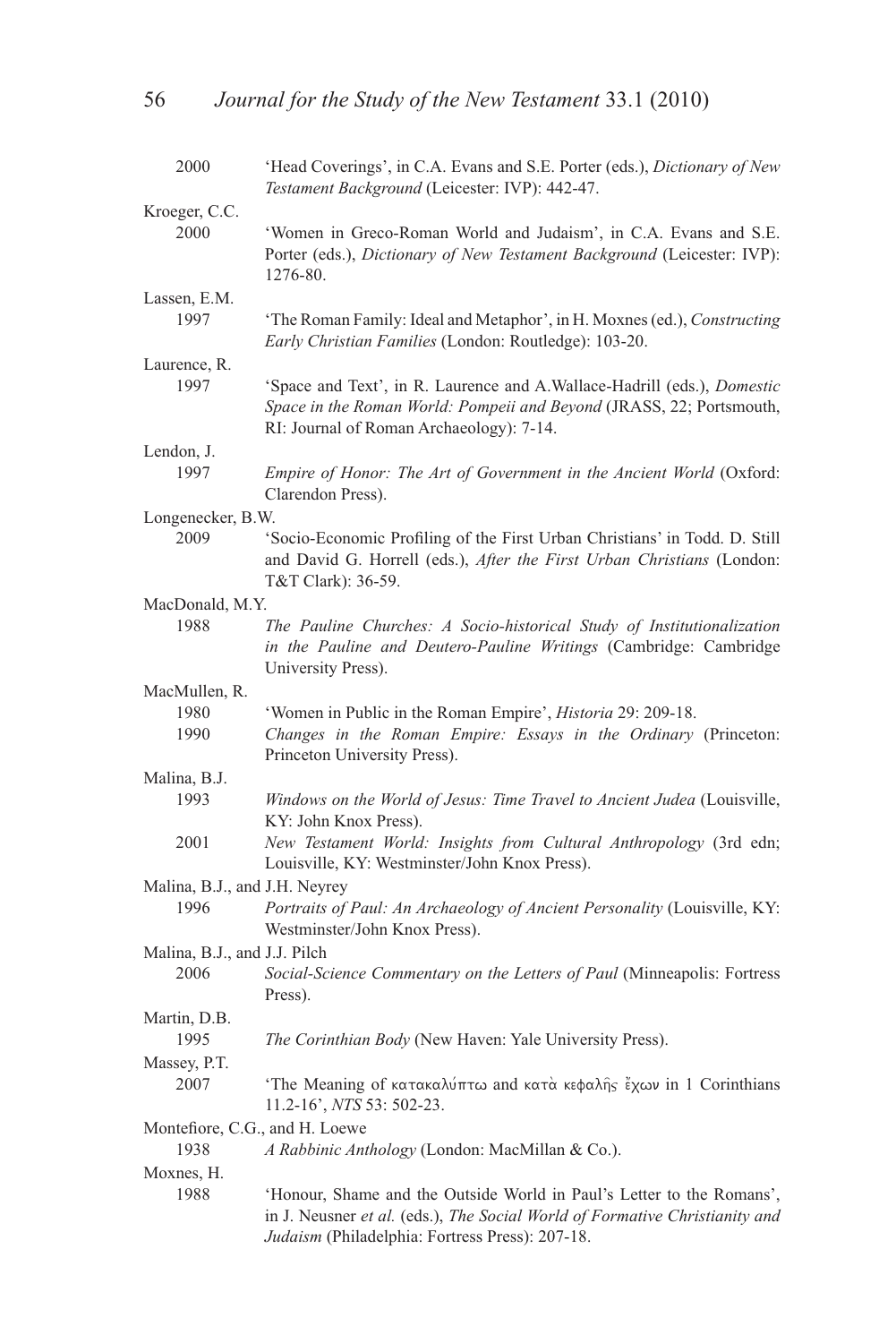2000 'Head Coverings', in C.A. Evans and S.E. Porter (eds.), *Dictionary of New Testament Background* (Leicester: IVP): 442-47.

Kroeger, C.C.
2000 'Women in Greco-Roman World and Judaism', in C.A. Evans and S.E. Porter (eds.), *Dictionary of New Testament Background* (Leicester: IVP): 1276-80.

Lassen, E.M.
1997 'The Roman Family: Ideal and Metaphor', in H. Moxnes (ed.), *Constructing Early Christian Families* (London: Routledge): 103-20.

Laurence, R.
1997 'Space and Text', in R. Laurence and A.Wallace-Hadrill (eds.), *Domestic Space in the Roman World: Pompeii and Beyond* (JRASS, 22; Portsmouth, RI: Journal of Roman Archaeology): 7-14.

Lendon, J.
1997 *Empire of Honor: The Art of Government in the Ancient World* (Oxford: Clarendon Press).

Longenecker, B.W.
2009 'Socio-Economic Profiling of the First Urban Christians' in Todd. D. Still and David G. Horrell (eds.), *After the First Urban Christians* (London: T&T Clark): 36-59.

MacDonald, M.Y.
1988 *The Pauline Churches: A Socio-historical Study of Institutionalization in the Pauline and Deutero-Pauline Writings* (Cambridge: Cambridge University Press).

MacMullen, R.
1980 'Women in Public in the Roman Empire', *Historia* 29: 209-18.
1990 *Changes in the Roman Empire: Essays in the Ordinary* (Princeton: Princeton University Press).

Malina, B.J.
1993 *Windows on the World of Jesus: Time Travel to Ancient Judea* (Louisville, KY: John Knox Press).
2001 *New Testament World: Insights from Cultural Anthropology* (3rd edn; Louisville, KY: Westminster/John Knox Press).

Malina, B.J., and J.H. Neyrey
1996 *Portraits of Paul: An Archaeology of Ancient Personality* (Louisville, KY: Westminster/John Knox Press).

Malina, B.J., and J.J. Pilch
2006 *Social-Science Commentary on the Letters of Paul* (Minneapolis: Fortress Press).

Martin, D.B.
1995 *The Corinthian Body* (New Haven: Yale University Press).

Massey, P.T.
2007 'The Meaning of κατακαλύπτω and κατὰ κεφαλῆς ἔχων in 1 Corinthians 11.2-16', *NTS* 53: 502-23.

Montefiore, C.G., and H. Loewe
1938 *A Rabbinic Anthology* (London: MacMillan & Co.).

Moxnes, H.
1988 'Honour, Shame and the Outside World in Paul's Letter to the Romans', in J. Neusner *et al.* (eds.), *The Social World of Formative Christianity and Judaism* (Philadelphia: Fortress Press): 207-18.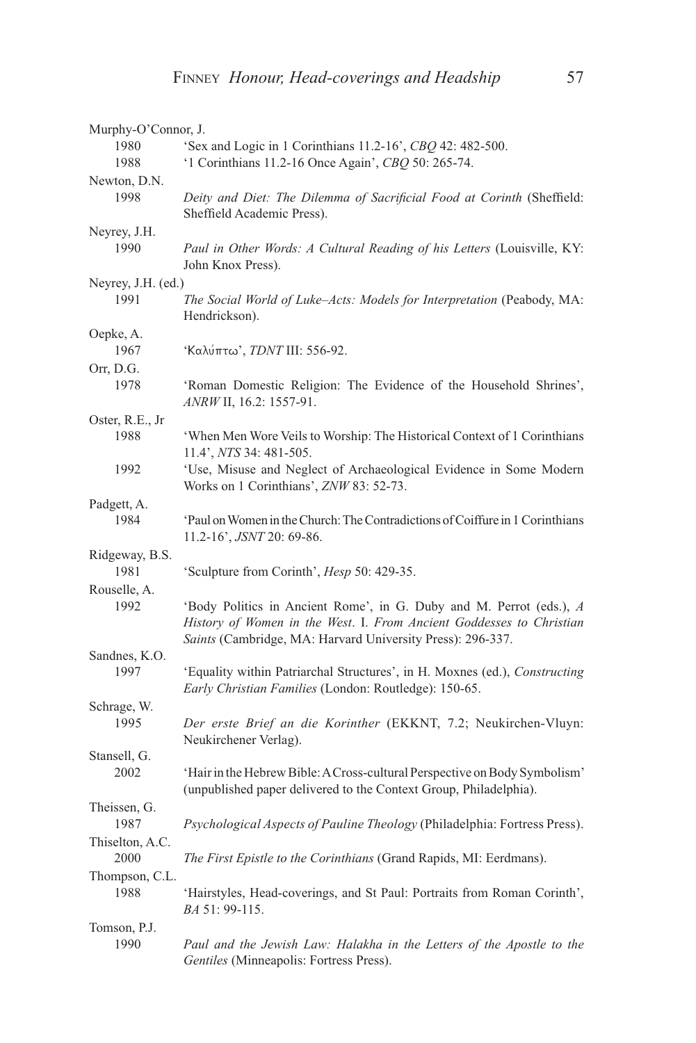Murphy-O'Connor, J.

1980 'Sex and Logic in 1 Corinthians 11.2-16', *CBQ* 42: 482-500.

1988 '1 Corinthians 11.2-16 Once Again', *CBQ* 50: 265-74.

Newton, D.N.

1998 *Deity and Diet: The Dilemma of Sacrificial Food at Corinth* (Sheffield: Sheffield Academic Press).

Neyrey, J.H.

1990 *Paul in Other Words: A Cultural Reading of his Letters* (Louisville, KY: John Knox Press).

Neyrey, J.H. (ed.)

1991 *The Social World of Luke–Acts: Models for Interpretation* (Peabody, MA: Hendrickson).

Oepke, A.

1967 'Καλύπτω', *TDNT* III: 556-92.

Orr, D.G.

1978 'Roman Domestic Religion: The Evidence of the Household Shrines', *ANRW* II, 16.2: 1557-91.

Oster, R.E., Jr

1988 'When Men Wore Veils to Worship: The Historical Context of 1 Corinthians 11.4', *NTS* 34: 481-505.

1992 'Use, Misuse and Neglect of Archaeological Evidence in Some Modern Works on 1 Corinthians', *ZNW* 83: 52-73.

Padgett, A.

1984 'Paul on Women in the Church: The Contradictions of Coiffure in 1 Corinthians 11.2-16', *JSNT* 20: 69-86.

Ridgeway, B.S.

1981 'Sculpture from Corinth', *Hesp* 50: 429-35.

Rouselle, A.

1992 'Body Politics in Ancient Rome', in G. Duby and M. Perrot (eds.), *A History of Women in the West*. I. *From Ancient Goddesses to Christian Saints* (Cambridge, MA: Harvard University Press): 296-337.

Sandnes, K.O.

1997 'Equality within Patriarchal Structures', in H. Moxnes (ed.), *Constructing Early Christian Families* (London: Routledge): 150-65.

Schrage, W.

1995 *Der erste Brief an die Korinther* (EKKNT, 7.2; Neukirchen-Vluyn: Neukirchener Verlag).

Stansell, G.

2002 'Hair in the Hebrew Bible: A Cross-cultural Perspective on Body Symbolism' (unpublished paper delivered to the Context Group, Philadelphia).

Theissen, G.

1987 *Psychological Aspects of Pauline Theology* (Philadelphia: Fortress Press).

Thiselton, A.C.

2000 *The First Epistle to the Corinthians* (Grand Rapids, MI: Eerdmans).

Thompson, C.L.

1988 'Hairstyles, Head-coverings, and St Paul: Portraits from Roman Corinth', *BA* 51: 99-115.

Tomson, P.J.

1990 *Paul and the Jewish Law: Halakha in the Letters of the Apostle to the Gentiles* (Minneapolis: Fortress Press).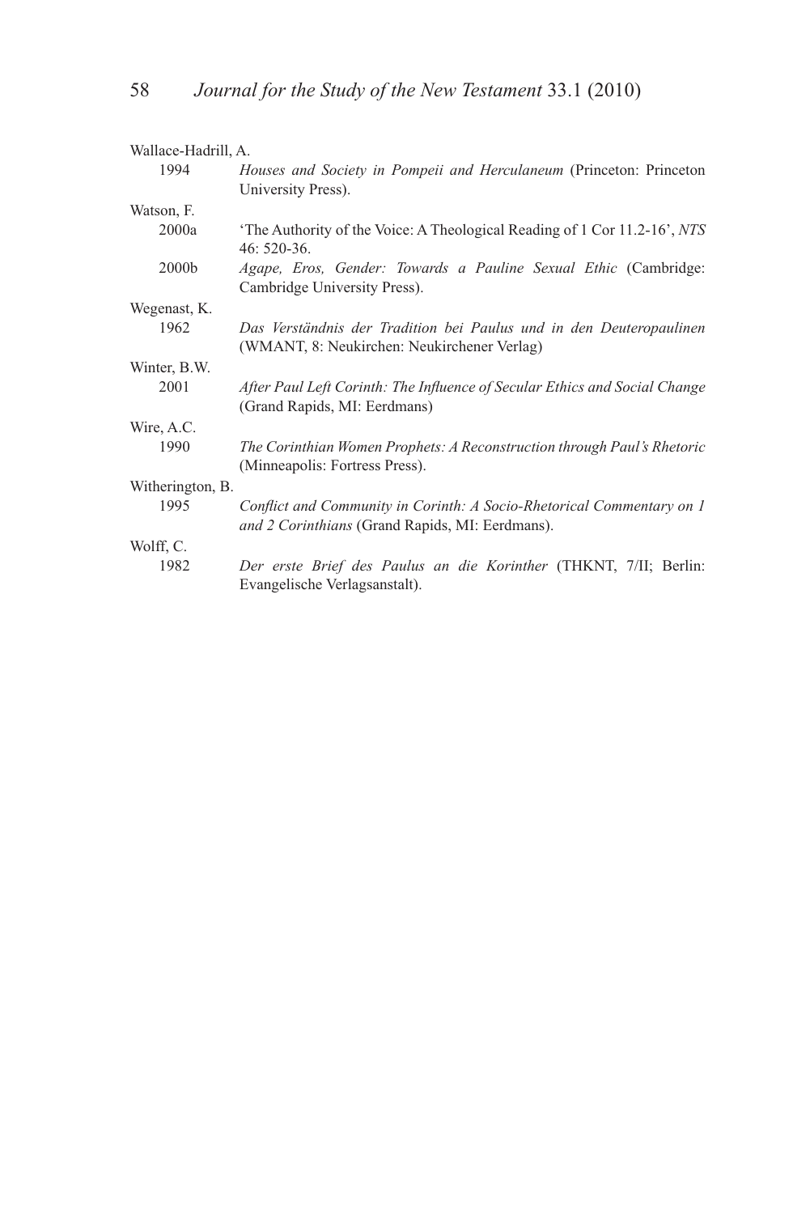Wallace-Hadrill, A.

1994 *Houses and Society in Pompeii and Herculaneum* (Princeton: Princeton University Press).

Watson, F.

2000a 'The Authority of the Voice: A Theological Reading of 1 Cor 11.2-16', *NTS* 46: 520-36.

2000b *Agape, Eros, Gender: Towards a Pauline Sexual Ethic* (Cambridge: Cambridge University Press).

Wegenast, K.

1962 *Das Verständnis der Tradition bei Paulus und in den Deuteropaulinen* (WMANT, 8: Neukirchen: Neukirchener Verlag)

Winter, B.W.

2001 *After Paul Left Corinth: The Influence of Secular Ethics and Social Change* (Grand Rapids, MI: Eerdmans)

Wire, A.C.

1990 *The Corinthian Women Prophets: A Reconstruction through Paul's Rhetoric* (Minneapolis: Fortress Press).

Witherington, B.

1995 *Conflict and Community in Corinth: A Socio-Rhetorical Commentary on 1 and 2 Corinthians* (Grand Rapids, MI: Eerdmans).

Wolff, C.

1982 *Der erste Brief des Paulus an die Korinther* (THKNT, 7/II; Berlin: Evangelische Verlagsanstalt).